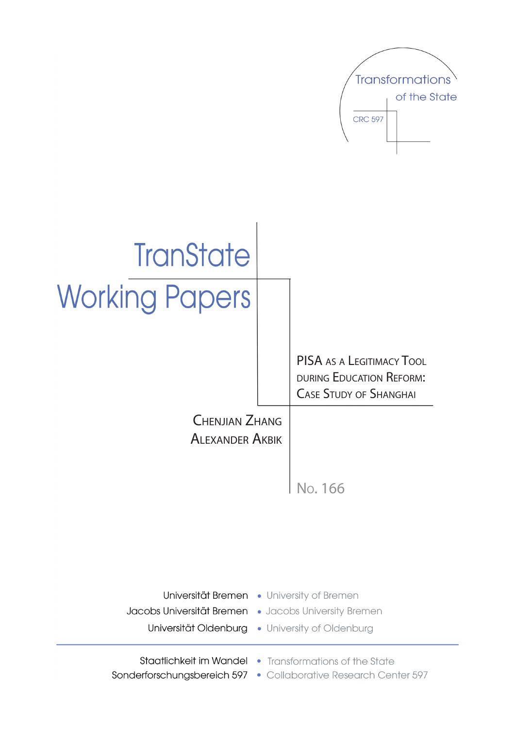Transformations of the State

CRC 597

# TranState Working Papers

## PISA as a Legitimacy Tool during Education Reform: Case Study of Shanghai

Chenjian Zhang
Alexander Akbik

No. 166

Universität Bremen • University of Bremen
Jacobs Universität Bremen • Jacobs University Bremen
Universität Oldenburg • University of Oldenburg

Staatlichkeit im Wandel • Transformations of the State
Sonderforschungsbereich 597 • Collaborative Research Center 597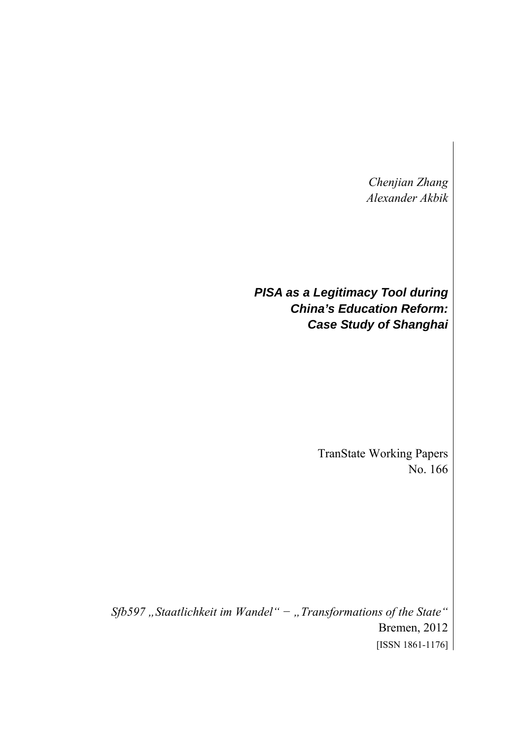*Chenjian Zhang*
*Alexander Akbik*

# ***PISA as a Legitimacy Tool during China's Education Reform: Case Study of Shanghai***

TranState Working Papers
No. 166

*Sfb597 „Staatlichkeit im Wandel" − „Transformations of the State"*
Bremen, 2012
[ISSN 1861-1176]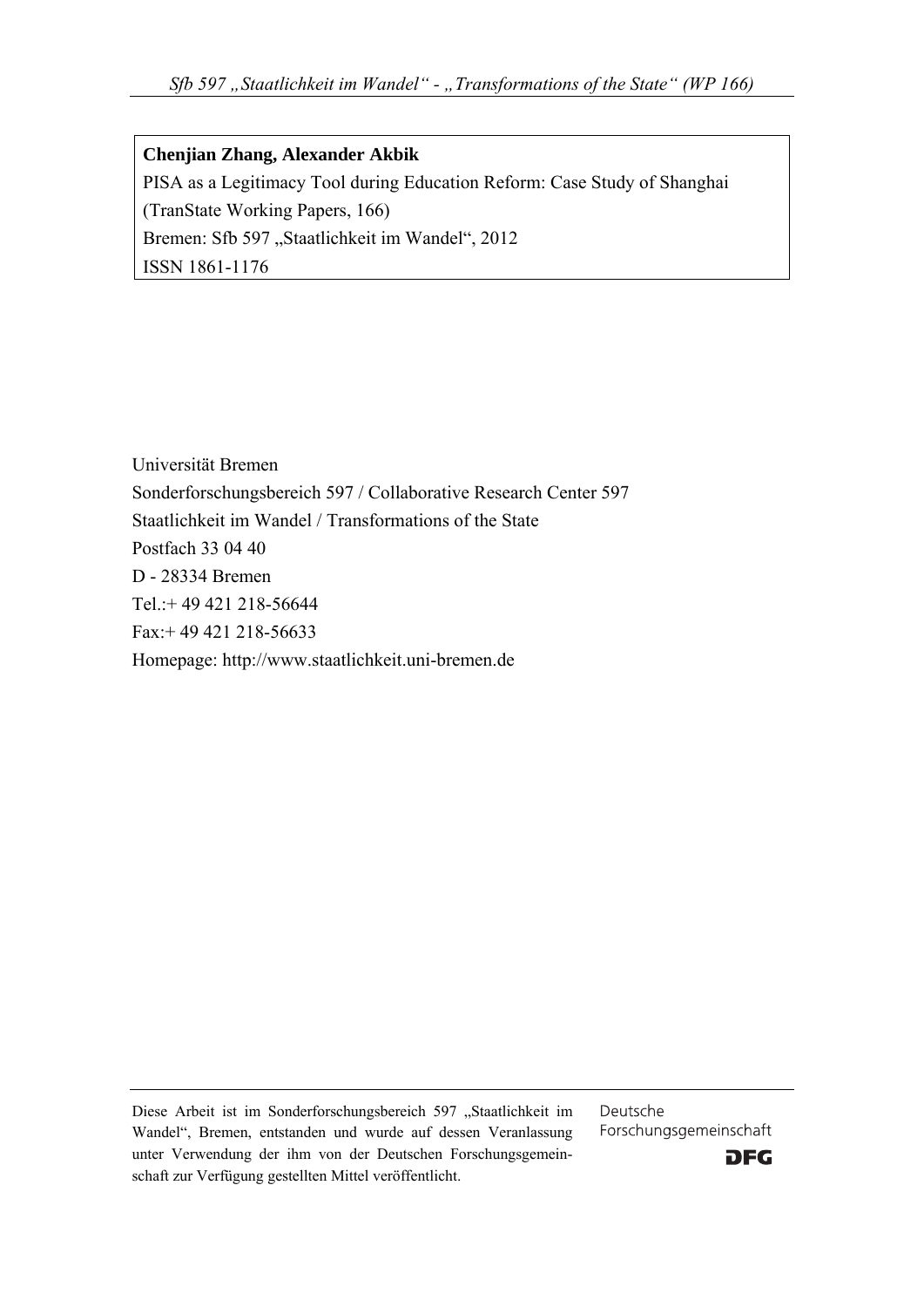**Chenjian Zhang, Alexander Akbik**

PISA as a Legitimacy Tool during Education Reform: Case Study of Shanghai

(TranState Working Papers, 166)

Bremen: Sfb 597 „Staatlichkeit im Wandel", 2012

ISSN 1861-1176

Universität Bremen

Sonderforschungsbereich 597 / Collaborative Research Center 597

Staatlichkeit im Wandel / Transformations of the State

Postfach 33 04 40

D - 28334 Bremen

Tel.:+ 49 421 218-56644

Fax:+ 49 421 218-56633

Homepage: http://www.staatlichkeit.uni-bremen.de

Diese Arbeit ist im Sonderforschungsbereich 597 „Staatlichkeit im Wandel", Bremen, entstanden und wurde auf dessen Veranlassung unter Verwendung der ihm von der Deutschen Forschungsgemeinschaft zur Verfügung gestellten Mittel veröffentlicht.

Deutsche Forschungsgemeinschaft

DFG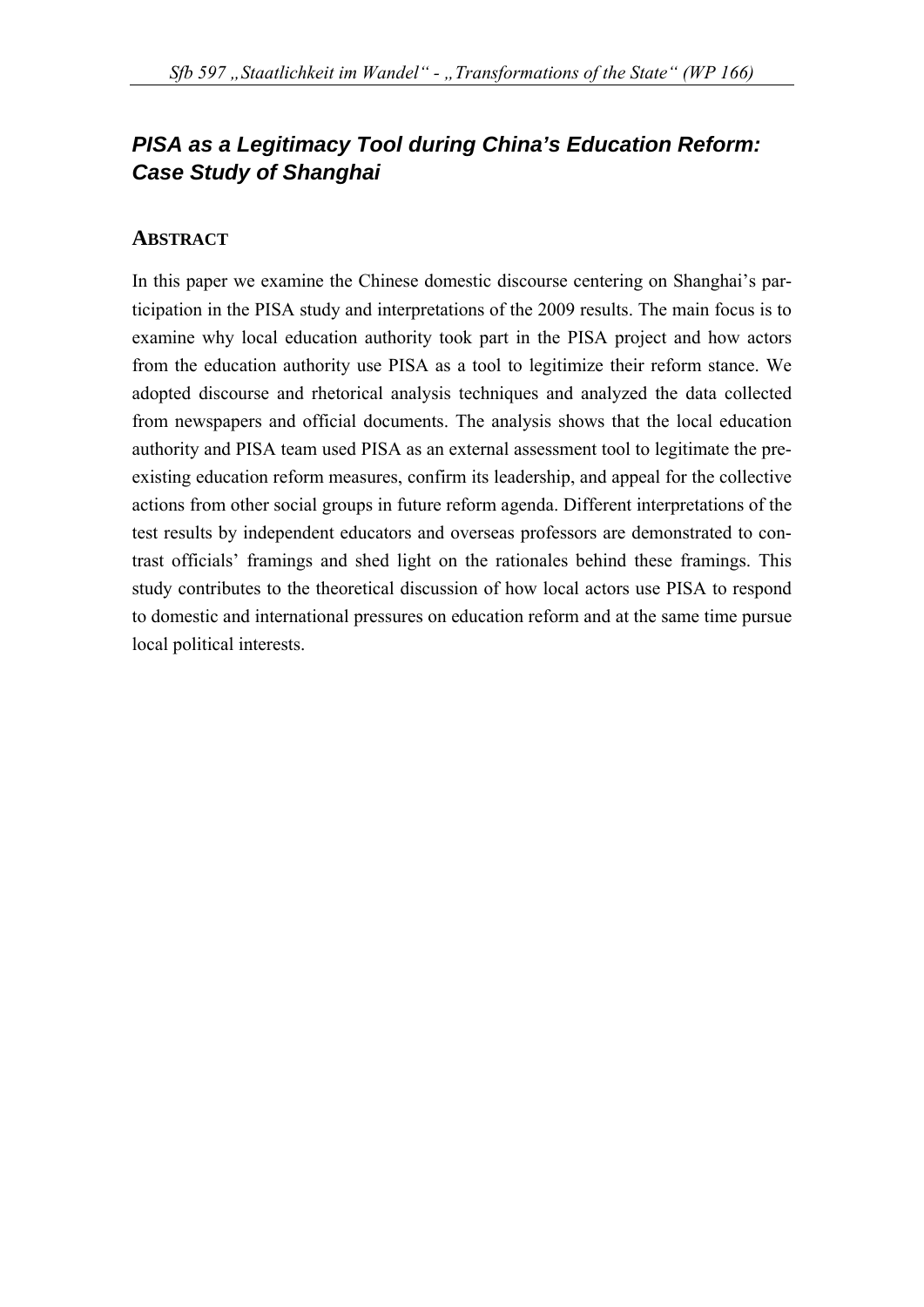# PISA as a Legitimacy Tool during China's Education Reform: Case Study of Shanghai

## ABSTRACT

In this paper we examine the Chinese domestic discourse centering on Shanghai's participation in the PISA study and interpretations of the 2009 results. The main focus is to examine why local education authority took part in the PISA project and how actors from the education authority use PISA as a tool to legitimize their reform stance. We adopted discourse and rhetorical analysis techniques and analyzed the data collected from newspapers and official documents. The analysis shows that the local education authority and PISA team used PISA as an external assessment tool to legitimate the pre-existing education reform measures, confirm its leadership, and appeal for the collective actions from other social groups in future reform agenda. Different interpretations of the test results by independent educators and overseas professors are demonstrated to contrast officials' framings and shed light on the rationales behind these framings. This study contributes to the theoretical discussion of how local actors use PISA to respond to domestic and international pressures on education reform and at the same time pursue local political interests.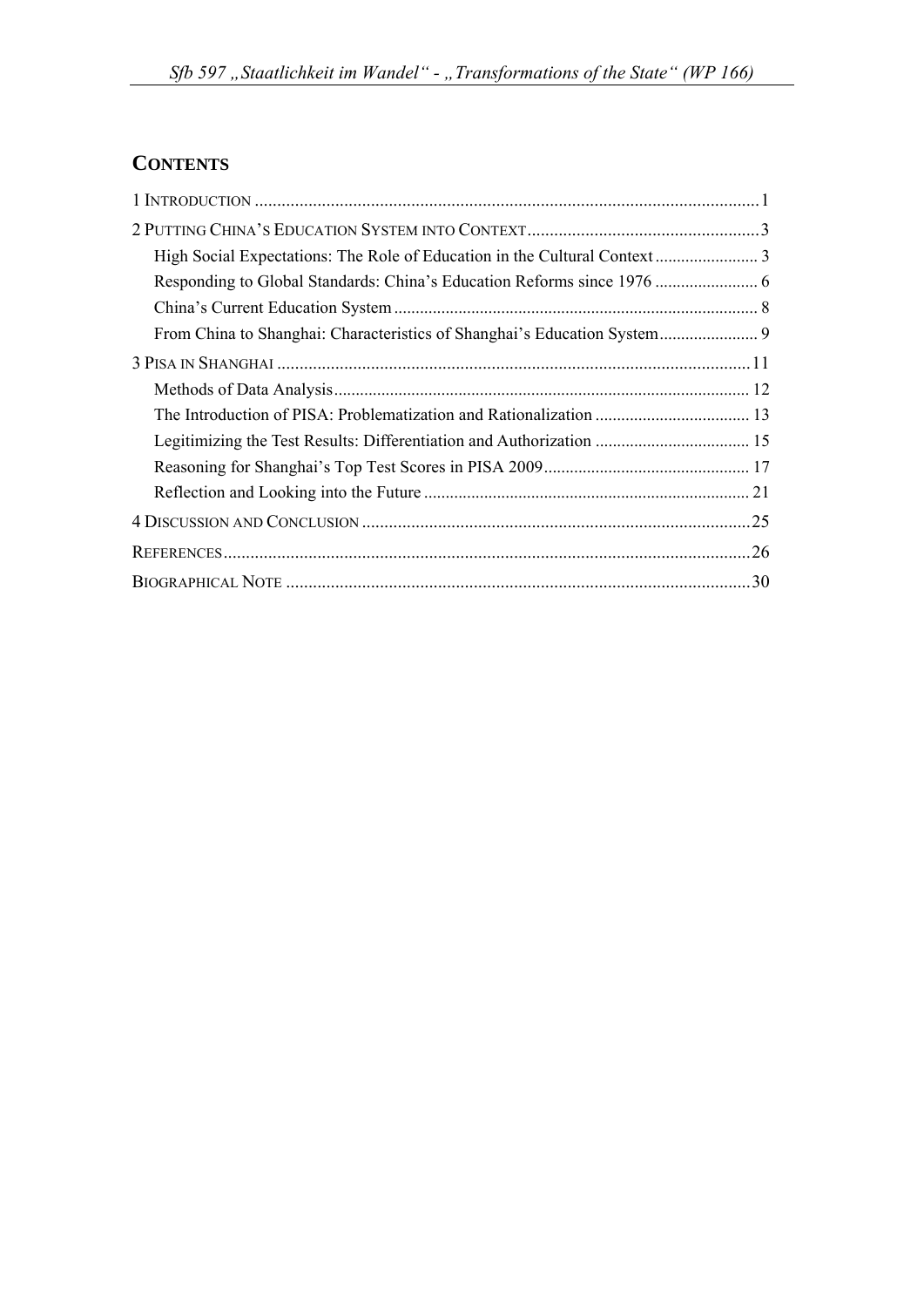## CONTENTS

1 INTRODUCTION .......... 1

2 PUTTING CHINA'S EDUCATION SYSTEM INTO CONTEXT .......... 3

- High Social Expectations: The Role of Education in the Cultural Context .......... 3
- Responding to Global Standards: China's Education Reforms since 1976 .......... 6
- China's Current Education System .......... 8
- From China to Shanghai: Characteristics of Shanghai's Education System .......... 9

3 PISA IN SHANGHAI .......... 11

- Methods of Data Analysis .......... 12
- The Introduction of PISA: Problematization and Rationalization .......... 13
- Legitimizing the Test Results: Differentiation and Authorization .......... 15
- Reasoning for Shanghai's Top Test Scores in PISA 2009 .......... 17
- Reflection and Looking into the Future .......... 21

4 DISCUSSION AND CONCLUSION .......... 25

REFERENCES .......... 26

BIOGRAPHICAL NOTE .......... 30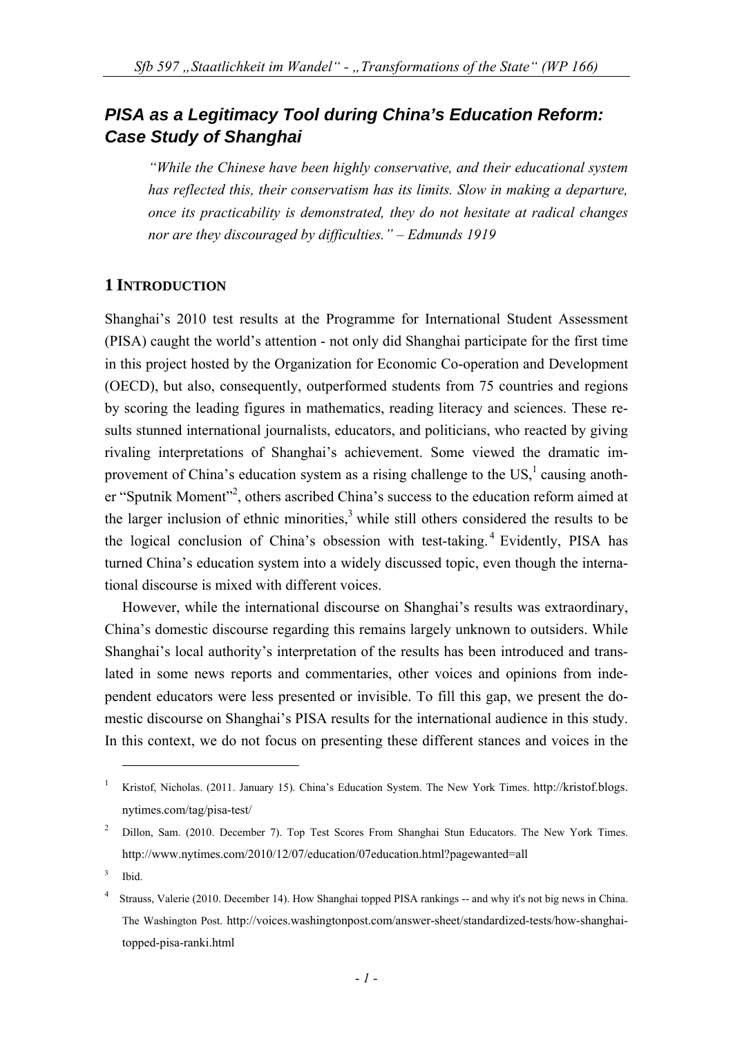# *PISA as a Legitimacy Tool during China's Education Reform: Case Study of Shanghai*

> *"While the Chinese have been highly conservative, and their educational system has reflected this, their conservatism has its limits. Slow in making a departure, once its practicability is demonstrated, they do not hesitate at radical changes nor are they discouraged by difficulties." – Edmunds 1919*

## 1 INTRODUCTION

Shanghai's 2010 test results at the Programme for International Student Assessment (PISA) caught the world's attention - not only did Shanghai participate for the first time in this project hosted by the Organization for Economic Co-operation and Development (OECD), but also, consequently, outperformed students from 75 countries and regions by scoring the leading figures in mathematics, reading literacy and sciences. These results stunned international journalists, educators, and politicians, who reacted by giving rivaling interpretations of Shanghai's achievement. Some viewed the dramatic improvement of China's education system as a rising challenge to the US,[1] causing another "Sputnik Moment"[2], others ascribed China's success to the education reform aimed at the larger inclusion of ethnic minorities,[3] while still others considered the results to be the logical conclusion of China's obsession with test-taking.[4] Evidently, PISA has turned China's education system into a widely discussed topic, even though the international discourse is mixed with different voices.

However, while the international discourse on Shanghai's results was extraordinary, China's domestic discourse regarding this remains largely unknown to outsiders. While Shanghai's local authority's interpretation of the results has been introduced and translated in some news reports and commentaries, other voices and opinions from independent educators were less presented or invisible. To fill this gap, we present the domestic discourse on Shanghai's PISA results for the international audience in this study. In this context, we do not focus on presenting these different stances and voices in the

---

[1] Kristof, Nicholas. (2011. January 15). China's Education System. The New York Times. http://kristof.blogs.nytimes.com/tag/pisa-test/

[2] Dillon, Sam. (2010. December 7). Top Test Scores From Shanghai Stun Educators. The New York Times. http://www.nytimes.com/2010/12/07/education/07education.html?pagewanted=all

[3] Ibid.

[4] Strauss, Valerie (2010. December 14). How Shanghai topped PISA rankings -- and why it's not big news in China. The Washington Post. http://voices.washingtonpost.com/answer-sheet/standardized-tests/how-shanghai-topped-pisa-ranki.html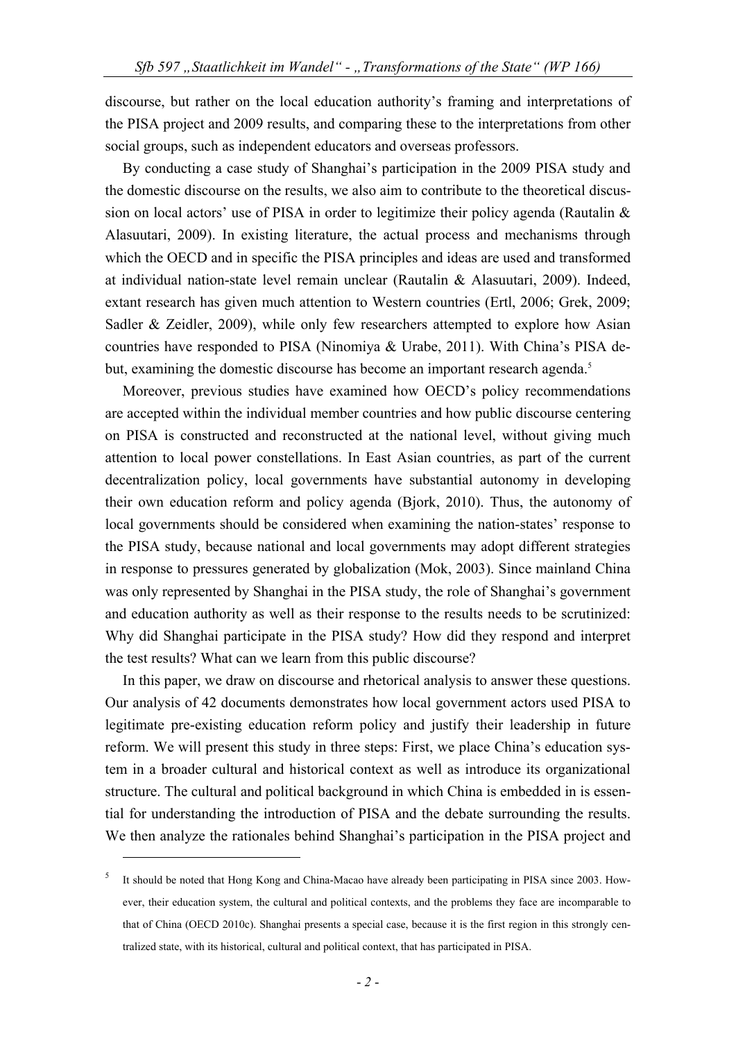discourse, but rather on the local education authority's framing and interpretations of the PISA project and 2009 results, and comparing these to the interpretations from other social groups, such as independent educators and overseas professors.

By conducting a case study of Shanghai's participation in the 2009 PISA study and the domestic discourse on the results, we also aim to contribute to the theoretical discussion on local actors' use of PISA in order to legitimize their policy agenda (Rautalin & Alasuutari, 2009). In existing literature, the actual process and mechanisms through which the OECD and in specific the PISA principles and ideas are used and transformed at individual nation-state level remain unclear (Rautalin & Alasuutari, 2009). Indeed, extant research has given much attention to Western countries (Ertl, 2006; Grek, 2009; Sadler & Zeidler, 2009), while only few researchers attempted to explore how Asian countries have responded to PISA (Ninomiya & Urabe, 2011). With China's PISA debut, examining the domestic discourse has become an important research agenda.[5]

Moreover, previous studies have examined how OECD's policy recommendations are accepted within the individual member countries and how public discourse centering on PISA is constructed and reconstructed at the national level, without giving much attention to local power constellations. In East Asian countries, as part of the current decentralization policy, local governments have substantial autonomy in developing their own education reform and policy agenda (Bjork, 2010). Thus, the autonomy of local governments should be considered when examining the nation-states' response to the PISA study, because national and local governments may adopt different strategies in response to pressures generated by globalization (Mok, 2003). Since mainland China was only represented by Shanghai in the PISA study, the role of Shanghai's government and education authority as well as their response to the results needs to be scrutinized: Why did Shanghai participate in the PISA study? How did they respond and interpret the test results? What can we learn from this public discourse?

In this paper, we draw on discourse and rhetorical analysis to answer these questions. Our analysis of 42 documents demonstrates how local government actors used PISA to legitimate pre-existing education reform policy and justify their leadership in future reform. We will present this study in three steps: First, we place China's education system in a broader cultural and historical context as well as introduce its organizational structure. The cultural and political background in which China is embedded in is essential for understanding the introduction of PISA and the debate surrounding the results. We then analyze the rationales behind Shanghai's participation in the PISA project and

[5] It should be noted that Hong Kong and China-Macao have already been participating in PISA since 2003. However, their education system, the cultural and political contexts, and the problems they face are incomparable to that of China (OECD 2010c). Shanghai presents a special case, because it is the first region in this strongly centralized state, with its historical, cultural and political context, that has participated in PISA.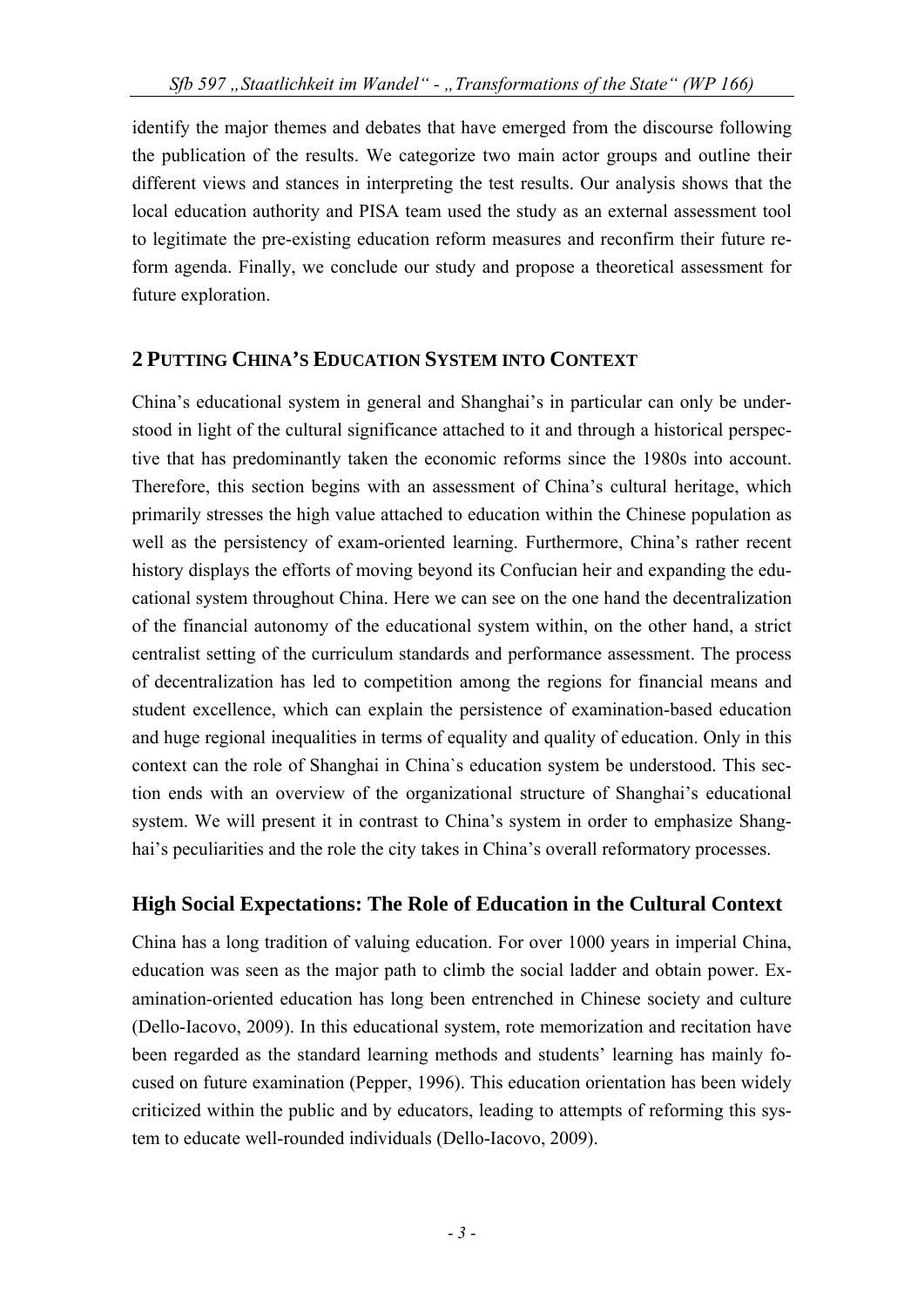identify the major themes and debates that have emerged from the discourse following the publication of the results. We categorize two main actor groups and outline their different views and stances in interpreting the test results. Our analysis shows that the local education authority and PISA team used the study as an external assessment tool to legitimate the pre-existing education reform measures and reconfirm their future reform agenda. Finally, we conclude our study and propose a theoretical assessment for future exploration.

## 2 PUTTING CHINA'S EDUCATION SYSTEM INTO CONTEXT

China's educational system in general and Shanghai's in particular can only be understood in light of the cultural significance attached to it and through a historical perspective that has predominantly taken the economic reforms since the 1980s into account. Therefore, this section begins with an assessment of China's cultural heritage, which primarily stresses the high value attached to education within the Chinese population as well as the persistency of exam-oriented learning. Furthermore, China's rather recent history displays the efforts of moving beyond its Confucian heir and expanding the educational system throughout China. Here we can see on the one hand the decentralization of the financial autonomy of the educational system within, on the other hand, a strict centralist setting of the curriculum standards and performance assessment. The process of decentralization has led to competition among the regions for financial means and student excellence, which can explain the persistence of examination-based education and huge regional inequalities in terms of equality and quality of education. Only in this context can the role of Shanghai in China`s education system be understood. This section ends with an overview of the organizational structure of Shanghai's educational system. We will present it in contrast to China's system in order to emphasize Shanghai's peculiarities and the role the city takes in China's overall reformatory processes.

### High Social Expectations: The Role of Education in the Cultural Context

China has a long tradition of valuing education. For over 1000 years in imperial China, education was seen as the major path to climb the social ladder and obtain power. Examination-oriented education has long been entrenched in Chinese society and culture (Dello-Iacovo, 2009). In this educational system, rote memorization and recitation have been regarded as the standard learning methods and students' learning has mainly focused on future examination (Pepper, 1996). This education orientation has been widely criticized within the public and by educators, leading to attempts of reforming this system to educate well-rounded individuals (Dello-Iacovo, 2009).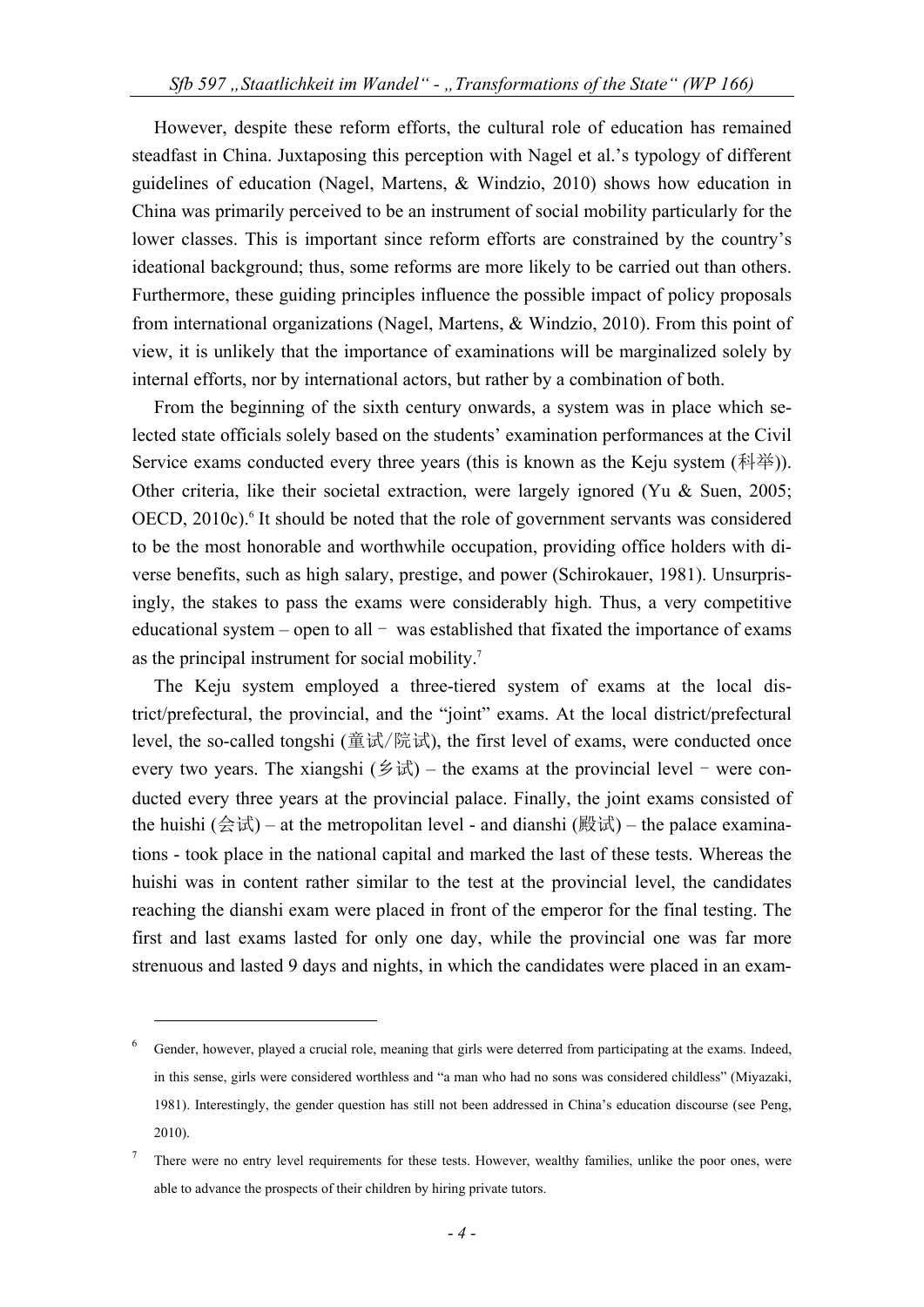However, despite these reform efforts, the cultural role of education has remained steadfast in China. Juxtaposing this perception with Nagel et al.'s typology of different guidelines of education (Nagel, Martens, & Windzio, 2010) shows how education in China was primarily perceived to be an instrument of social mobility particularly for the lower classes. This is important since reform efforts are constrained by the country's ideational background; thus, some reforms are more likely to be carried out than others. Furthermore, these guiding principles influence the possible impact of policy proposals from international organizations (Nagel, Martens, & Windzio, 2010). From this point of view, it is unlikely that the importance of examinations will be marginalized solely by internal efforts, nor by international actors, but rather by a combination of both.

From the beginning of the sixth century onwards, a system was in place which selected state officials solely based on the students' examination performances at the Civil Service exams conducted every three years (this is known as the Keju system (科举)). Other criteria, like their societal extraction, were largely ignored (Yu & Suen, 2005; OECD, 2010c).[6] It should be noted that the role of government servants was considered to be the most honorable and worthwhile occupation, providing office holders with diverse benefits, such as high salary, prestige, and power (Schirokauer, 1981). Unsurprisingly, the stakes to pass the exams were considerably high. Thus, a very competitive educational system – open to all – was established that fixated the importance of exams as the principal instrument for social mobility.[7]

The Keju system employed a three-tiered system of exams at the local district/prefectural, the provincial, and the "joint" exams. At the local district/prefectural level, the so-called tongshi (童试/院试), the first level of exams, were conducted once every two years. The xiangshi (乡试) – the exams at the provincial level – were conducted every three years at the provincial palace. Finally, the joint exams consisted of the huishi (会试) – at the metropolitan level - and dianshi (殿试) – the palace examinations - took place in the national capital and marked the last of these tests. Whereas the huishi was in content rather similar to the test at the provincial level, the candidates reaching the dianshi exam were placed in front of the emperor for the final testing. The first and last exams lasted for only one day, while the provincial one was far more strenuous and lasted 9 days and nights, in which the candidates were placed in an exam-

---

[6] Gender, however, played a crucial role, meaning that girls were deterred from participating at the exams. Indeed, in this sense, girls were considered worthless and "a man who had no sons was considered childless" (Miyazaki, 1981). Interestingly, the gender question has still not been addressed in China's education discourse (see Peng, 2010).

[7] There were no entry level requirements for these tests. However, wealthy families, unlike the poor ones, were able to advance the prospects of their children by hiring private tutors.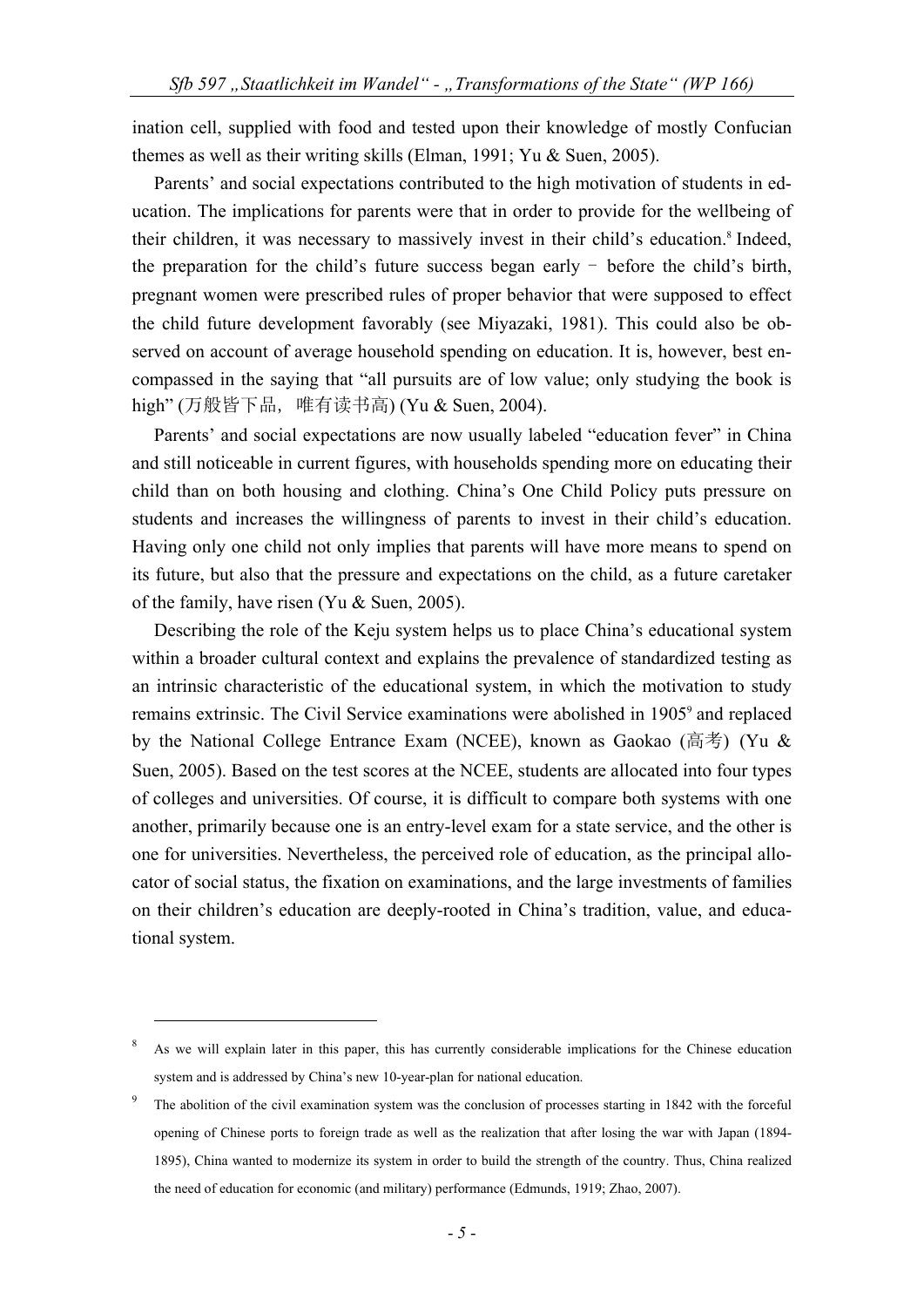ination cell, supplied with food and tested upon their knowledge of mostly Confucian themes as well as their writing skills (Elman, 1991; Yu & Suen, 2005).

Parents' and social expectations contributed to the high motivation of students in education. The implications for parents were that in order to provide for the wellbeing of their children, it was necessary to massively invest in their child's education.[8] Indeed, the preparation for the child's future success began early – before the child's birth, pregnant women were prescribed rules of proper behavior that were supposed to effect the child future development favorably (see Miyazaki, 1981). This could also be observed on account of average household spending on education. It is, however, best encompassed in the saying that "all pursuits are of low value; only studying the book is high" (万般皆下品，唯有读书高) (Yu & Suen, 2004).

Parents' and social expectations are now usually labeled "education fever" in China and still noticeable in current figures, with households spending more on educating their child than on both housing and clothing. China's One Child Policy puts pressure on students and increases the willingness of parents to invest in their child's education. Having only one child not only implies that parents will have more means to spend on its future, but also that the pressure and expectations on the child, as a future caretaker of the family, have risen (Yu & Suen, 2005).

Describing the role of the Keju system helps us to place China's educational system within a broader cultural context and explains the prevalence of standardized testing as an intrinsic characteristic of the educational system, in which the motivation to study remains extrinsic. The Civil Service examinations were abolished in 1905[9] and replaced by the National College Entrance Exam (NCEE), known as Gaokao (高考) (Yu & Suen, 2005). Based on the test scores at the NCEE, students are allocated into four types of colleges and universities. Of course, it is difficult to compare both systems with one another, primarily because one is an entry-level exam for a state service, and the other is one for universities. Nevertheless, the perceived role of education, as the principal allocator of social status, the fixation on examinations, and the large investments of families on their children's education are deeply-rooted in China's tradition, value, and educational system.

---

[8] As we will explain later in this paper, this has currently considerable implications for the Chinese education system and is addressed by China's new 10-year-plan for national education.

[9] The abolition of the civil examination system was the conclusion of processes starting in 1842 with the forceful opening of Chinese ports to foreign trade as well as the realization that after losing the war with Japan (1894-1895), China wanted to modernize its system in order to build the strength of the country. Thus, China realized the need of education for economic (and military) performance (Edmunds, 1919; Zhao, 2007).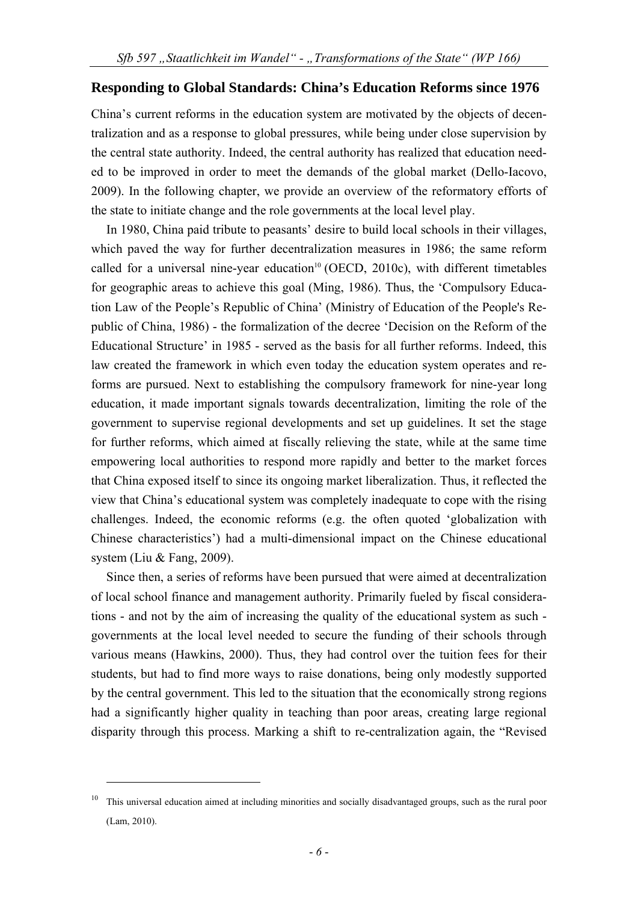## Responding to Global Standards: China's Education Reforms since 1976

China's current reforms in the education system are motivated by the objects of decentralization and as a response to global pressures, while being under close supervision by the central state authority. Indeed, the central authority has realized that education needed to be improved in order to meet the demands of the global market (Dello-Iacovo, 2009). In the following chapter, we provide an overview of the reformatory efforts of the state to initiate change and the role governments at the local level play.

In 1980, China paid tribute to peasants' desire to build local schools in their villages, which paved the way for further decentralization measures in 1986; the same reform called for a universal nine-year education[10] (OECD, 2010c), with different timetables for geographic areas to achieve this goal (Ming, 1986). Thus, the 'Compulsory Education Law of the People's Republic of China' (Ministry of Education of the People's Republic of China, 1986) - the formalization of the decree 'Decision on the Reform of the Educational Structure' in 1985 - served as the basis for all further reforms. Indeed, this law created the framework in which even today the education system operates and reforms are pursued. Next to establishing the compulsory framework for nine-year long education, it made important signals towards decentralization, limiting the role of the government to supervise regional developments and set up guidelines. It set the stage for further reforms, which aimed at fiscally relieving the state, while at the same time empowering local authorities to respond more rapidly and better to the market forces that China exposed itself to since its ongoing market liberalization. Thus, it reflected the view that China's educational system was completely inadequate to cope with the rising challenges. Indeed, the economic reforms (e.g. the often quoted 'globalization with Chinese characteristics') had a multi-dimensional impact on the Chinese educational system (Liu & Fang, 2009).

Since then, a series of reforms have been pursued that were aimed at decentralization of local school finance and management authority. Primarily fueled by fiscal considerations - and not by the aim of increasing the quality of the educational system as such - governments at the local level needed to secure the funding of their schools through various means (Hawkins, 2000). Thus, they had control over the tuition fees for their students, but had to find more ways to raise donations, being only modestly supported by the central government. This led to the situation that the economically strong regions had a significantly higher quality in teaching than poor areas, creating large regional disparity through this process. Marking a shift to re-centralization again, the "Revised

[10] This universal education aimed at including minorities and socially disadvantaged groups, such as the rural poor (Lam, 2010).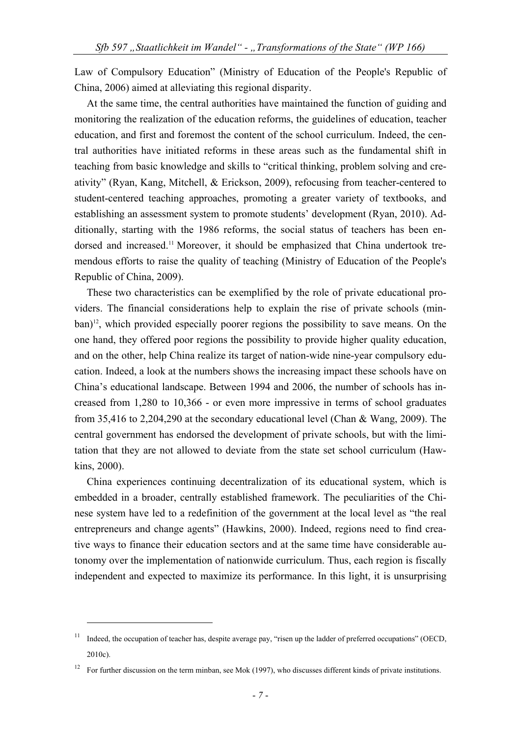Law of Compulsory Education" (Ministry of Education of the People's Republic of China, 2006) aimed at alleviating this regional disparity.

At the same time, the central authorities have maintained the function of guiding and monitoring the realization of the education reforms, the guidelines of education, teacher education, and first and foremost the content of the school curriculum. Indeed, the central authorities have initiated reforms in these areas such as the fundamental shift in teaching from basic knowledge and skills to "critical thinking, problem solving and creativity" (Ryan, Kang, Mitchell, & Erickson, 2009), refocusing from teacher-centered to student-centered teaching approaches, promoting a greater variety of textbooks, and establishing an assessment system to promote students' development (Ryan, 2010). Additionally, starting with the 1986 reforms, the social status of teachers has been endorsed and increased.[11] Moreover, it should be emphasized that China undertook tremendous efforts to raise the quality of teaching (Ministry of Education of the People's Republic of China, 2009).

These two characteristics can be exemplified by the role of private educational providers. The financial considerations help to explain the rise of private schools (minban)[12], which provided especially poorer regions the possibility to save means. On the one hand, they offered poor regions the possibility to provide higher quality education, and on the other, help China realize its target of nation-wide nine-year compulsory education. Indeed, a look at the numbers shows the increasing impact these schools have on China's educational landscape. Between 1994 and 2006, the number of schools has increased from 1,280 to 10,366 - or even more impressive in terms of school graduates from 35,416 to 2,204,290 at the secondary educational level (Chan & Wang, 2009). The central government has endorsed the development of private schools, but with the limitation that they are not allowed to deviate from the state set school curriculum (Hawkins, 2000).

China experiences continuing decentralization of its educational system, which is embedded in a broader, centrally established framework. The peculiarities of the Chinese system have led to a redefinition of the government at the local level as "the real entrepreneurs and change agents" (Hawkins, 2000). Indeed, regions need to find creative ways to finance their education sectors and at the same time have considerable autonomy over the implementation of nationwide curriculum. Thus, each region is fiscally independent and expected to maximize its performance. In this light, it is unsurprising

---

[11] Indeed, the occupation of teacher has, despite average pay, "risen up the ladder of preferred occupations" (OECD, 2010c).

[12] For further discussion on the term minban, see Mok (1997), who discusses different kinds of private institutions.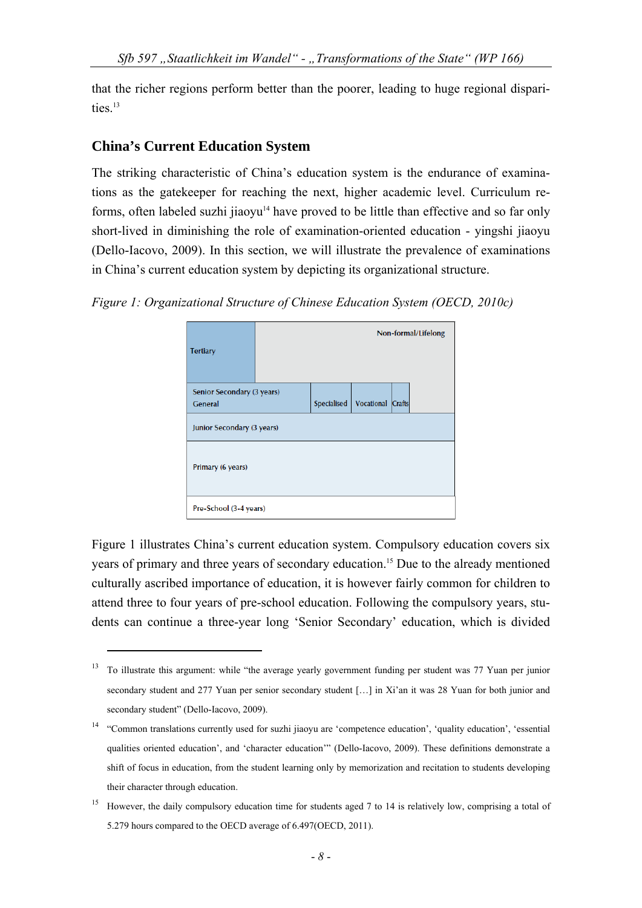that the richer regions perform better than the poorer, leading to huge regional disparities.[13]

## China's Current Education System

The striking characteristic of China's education system is the endurance of examinations as the gatekeeper for reaching the next, higher academic level. Curriculum reforms, often labeled suzhi jiaoyu[14] have proved to be little than effective and so far only short-lived in diminishing the role of examination-oriented education - yingshi jiaoyu (Dello-Iacovo, 2009). In this section, we will illustrate the prevalence of examinations in China's current education system by depicting its organizational structure.

*Figure 1: Organizational Structure of Chinese Education System (OECD, 2010c)*

| Tertiary | Non-formal/Lifelong | | | |
|---|---|---|---|---|
| Senior Secondary (3 years) General | Specialised | Vocational | Crafts | |
| Junior Secondary (3 years) | | | | |
| Primary (6 years) | | | | |
| Pre-School (3-4 years) | | | | |

Figure 1 illustrates China's current education system. Compulsory education covers six years of primary and three years of secondary education.[15] Due to the already mentioned culturally ascribed importance of education, it is however fairly common for children to attend three to four years of pre-school education. Following the compulsory years, students can continue a three-year long 'Senior Secondary' education, which is divided

---

[13] To illustrate this argument: while "the average yearly government funding per student was 77 Yuan per junior secondary student and 277 Yuan per senior secondary student […] in Xi'an it was 28 Yuan for both junior and secondary student" (Dello-Iacovo, 2009).

[14] "Common translations currently used for suzhi jiaoyu are 'competence education', 'quality education', 'essential qualities oriented education', and 'character education'" (Dello-Iacovo, 2009). These definitions demonstrate a shift of focus in education, from the student learning only by memorization and recitation to students developing their character through education.

[15] However, the daily compulsory education time for students aged 7 to 14 is relatively low, comprising a total of 5.279 hours compared to the OECD average of 6.497(OECD, 2011).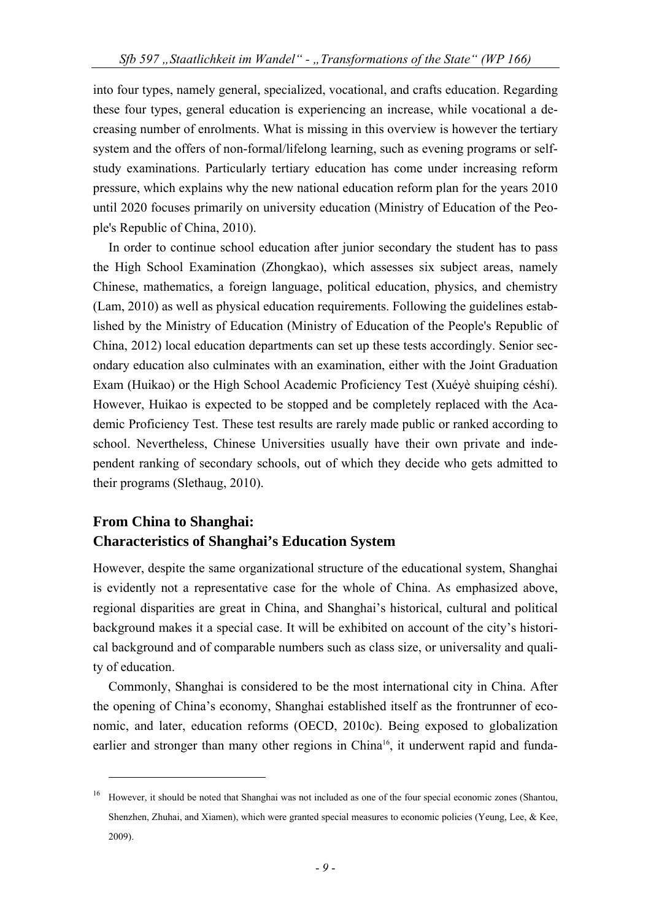into four types, namely general, specialized, vocational, and crafts education. Regarding these four types, general education is experiencing an increase, while vocational a decreasing number of enrolments. What is missing in this overview is however the tertiary system and the offers of non-formal/lifelong learning, such as evening programs or self-study examinations. Particularly tertiary education has come under increasing reform pressure, which explains why the new national education reform plan for the years 2010 until 2020 focuses primarily on university education (Ministry of Education of the People's Republic of China, 2010).

In order to continue school education after junior secondary the student has to pass the High School Examination (Zhongkao), which assesses six subject areas, namely Chinese, mathematics, a foreign language, political education, physics, and chemistry (Lam, 2010) as well as physical education requirements. Following the guidelines established by the Ministry of Education (Ministry of Education of the People's Republic of China, 2012) local education departments can set up these tests accordingly. Senior secondary education also culminates with an examination, either with the Joint Graduation Exam (Huikao) or the High School Academic Proficiency Test (Xuéyè shuipíng céshí). However, Huikao is expected to be stopped and be completely replaced with the Academic Proficiency Test. These test results are rarely made public or ranked according to school. Nevertheless, Chinese Universities usually have their own private and independent ranking of secondary schools, out of which they decide who gets admitted to their programs (Slethaug, 2010).

## From China to Shanghai: Characteristics of Shanghai's Education System

However, despite the same organizational structure of the educational system, Shanghai is evidently not a representative case for the whole of China. As emphasized above, regional disparities are great in China, and Shanghai's historical, cultural and political background makes it a special case. It will be exhibited on account of the city's historical background and of comparable numbers such as class size, or universality and quality of education.

Commonly, Shanghai is considered to be the most international city in China. After the opening of China's economy, Shanghai established itself as the frontrunner of economic, and later, education reforms (OECD, 2010c). Being exposed to globalization earlier and stronger than many other regions in China[16], it underwent rapid and funda-

---

[16] However, it should be noted that Shanghai was not included as one of the four special economic zones (Shantou, Shenzhen, Zhuhai, and Xiamen), which were granted special measures to economic policies (Yeung, Lee, & Kee, 2009).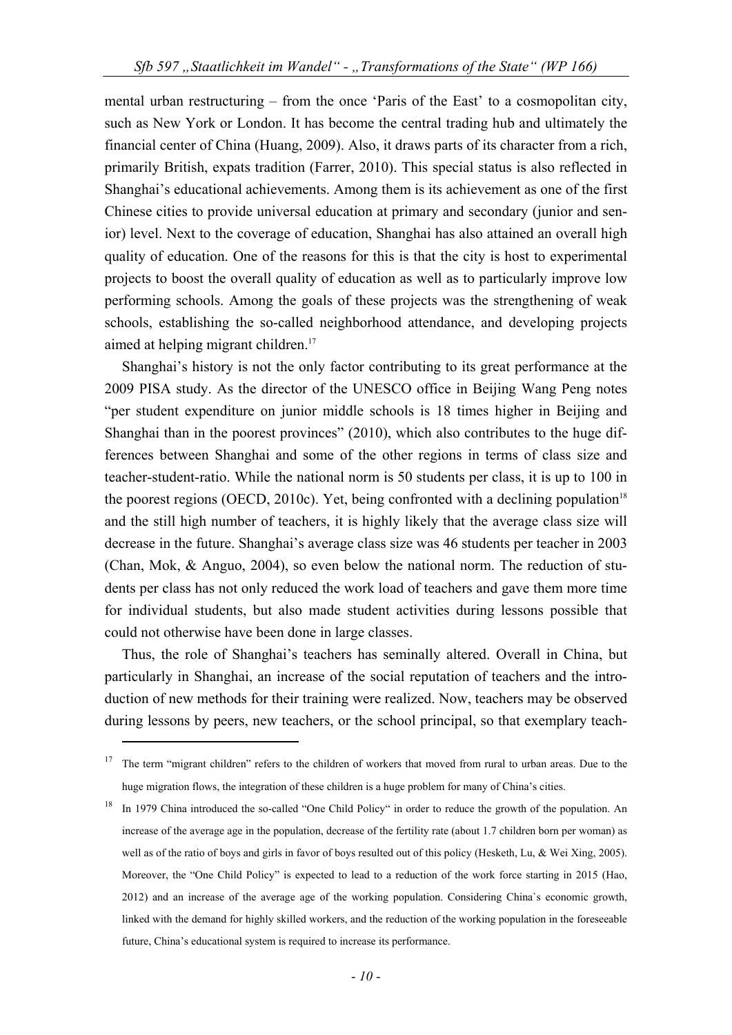mental urban restructuring – from the once 'Paris of the East' to a cosmopolitan city, such as New York or London. It has become the central trading hub and ultimately the financial center of China (Huang, 2009). Also, it draws parts of its character from a rich, primarily British, expats tradition (Farrer, 2010). This special status is also reflected in Shanghai's educational achievements. Among them is its achievement as one of the first Chinese cities to provide universal education at primary and secondary (junior and senior) level. Next to the coverage of education, Shanghai has also attained an overall high quality of education. One of the reasons for this is that the city is host to experimental projects to boost the overall quality of education as well as to particularly improve low performing schools. Among the goals of these projects was the strengthening of weak schools, establishing the so-called neighborhood attendance, and developing projects aimed at helping migrant children.[17]

Shanghai's history is not the only factor contributing to its great performance at the 2009 PISA study. As the director of the UNESCO office in Beijing Wang Peng notes "per student expenditure on junior middle schools is 18 times higher in Beijing and Shanghai than in the poorest provinces" (2010), which also contributes to the huge differences between Shanghai and some of the other regions in terms of class size and teacher-student-ratio. While the national norm is 50 students per class, it is up to 100 in the poorest regions (OECD, 2010c). Yet, being confronted with a declining population[18] and the still high number of teachers, it is highly likely that the average class size will decrease in the future. Shanghai's average class size was 46 students per teacher in 2003 (Chan, Mok, & Anguo, 2004), so even below the national norm. The reduction of students per class has not only reduced the work load of teachers and gave them more time for individual students, but also made student activities during lessons possible that could not otherwise have been done in large classes.

Thus, the role of Shanghai's teachers has seminally altered. Overall in China, but particularly in Shanghai, an increase of the social reputation of teachers and the introduction of new methods for their training were realized. Now, teachers may be observed during lessons by peers, new teachers, or the school principal, so that exemplary teach-

---

[17] The term "migrant children" refers to the children of workers that moved from rural to urban areas. Due to the huge migration flows, the integration of these children is a huge problem for many of China's cities.

[18] In 1979 China introduced the so-called "One Child Policy" in order to reduce the growth of the population. An increase of the average age in the population, decrease of the fertility rate (about 1.7 children born per woman) as well as of the ratio of boys and girls in favor of boys resulted out of this policy (Hesketh, Lu, & Wei Xing, 2005). Moreover, the "One Child Policy" is expected to lead to a reduction of the work force starting in 2015 (Hao, 2012) and an increase of the average age of the working population. Considering China`s economic growth, linked with the demand for highly skilled workers, and the reduction of the working population in the foreseeable future, China's educational system is required to increase its performance.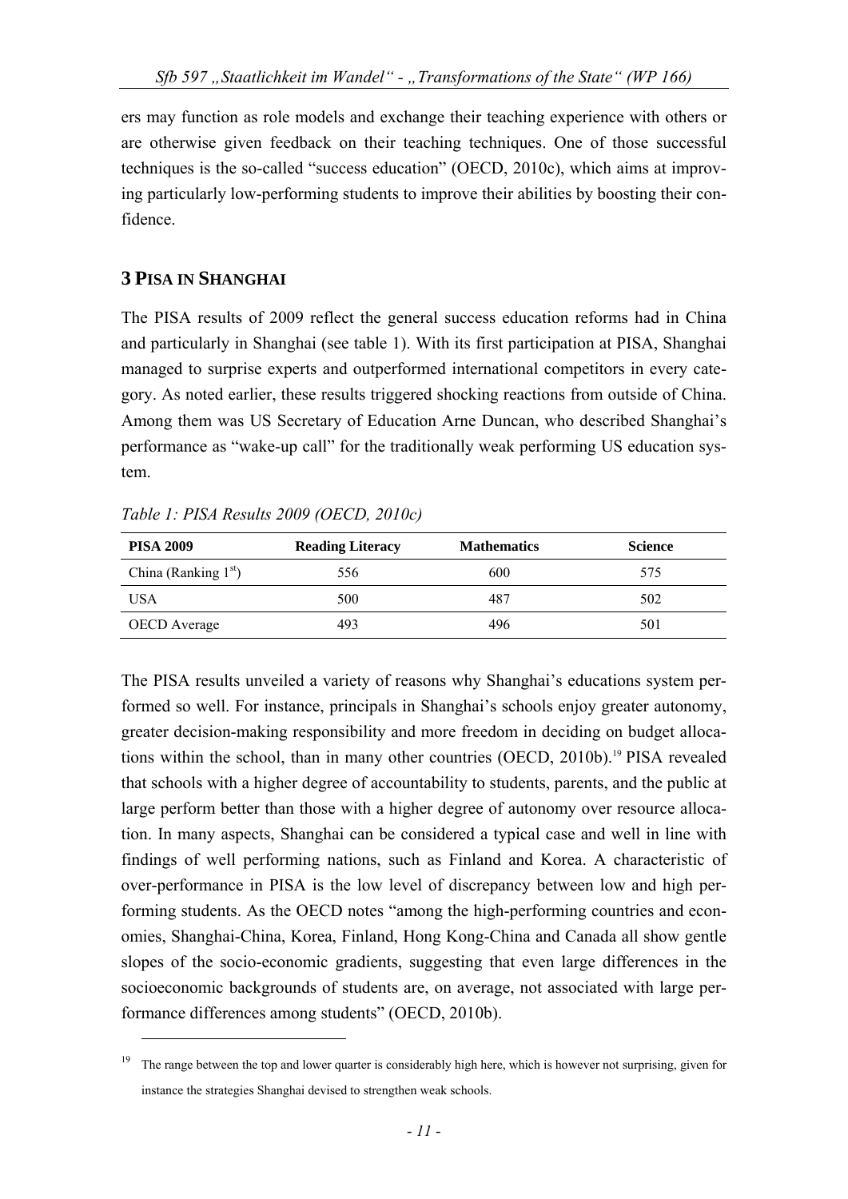ers may function as role models and exchange their teaching experience with others or are otherwise given feedback on their teaching techniques. One of those successful techniques is the so-called "success education" (OECD, 2010c), which aims at improving particularly low-performing students to improve their abilities by boosting their confidence.

## 3 PISA IN SHANGHAI

The PISA results of 2009 reflect the general success education reforms had in China and particularly in Shanghai (see table 1). With its first participation at PISA, Shanghai managed to surprise experts and outperformed international competitors in every category. As noted earlier, these results triggered shocking reactions from outside of China. Among them was US Secretary of Education Arne Duncan, who described Shanghai's performance as "wake-up call" for the traditionally weak performing US education system.

*Table 1: PISA Results 2009 (OECD, 2010c)*

| PISA 2009 | Reading Literacy | Mathematics | Science |
|---|---|---|---|
| China (Ranking 1st) | 556 | 600 | 575 |
| USA | 500 | 487 | 502 |
| OECD Average | 493 | 496 | 501 |

The PISA results unveiled a variety of reasons why Shanghai's educations system performed so well. For instance, principals in Shanghai's schools enjoy greater autonomy, greater decision-making responsibility and more freedom in deciding on budget allocations within the school, than in many other countries (OECD, 2010b).[19] PISA revealed that schools with a higher degree of accountability to students, parents, and the public at large perform better than those with a higher degree of autonomy over resource allocation. In many aspects, Shanghai can be considered a typical case and well in line with findings of well performing nations, such as Finland and Korea. A characteristic of over-performance in PISA is the low level of discrepancy between low and high performing students. As the OECD notes "among the high-performing countries and economies, Shanghai-China, Korea, Finland, Hong Kong-China and Canada all show gentle slopes of the socio-economic gradients, suggesting that even large differences in the socioeconomic backgrounds of students are, on average, not associated with large performance differences among students" (OECD, 2010b).

[19] The range between the top and lower quarter is considerably high here, which is however not surprising, given for instance the strategies Shanghai devised to strengthen weak schools.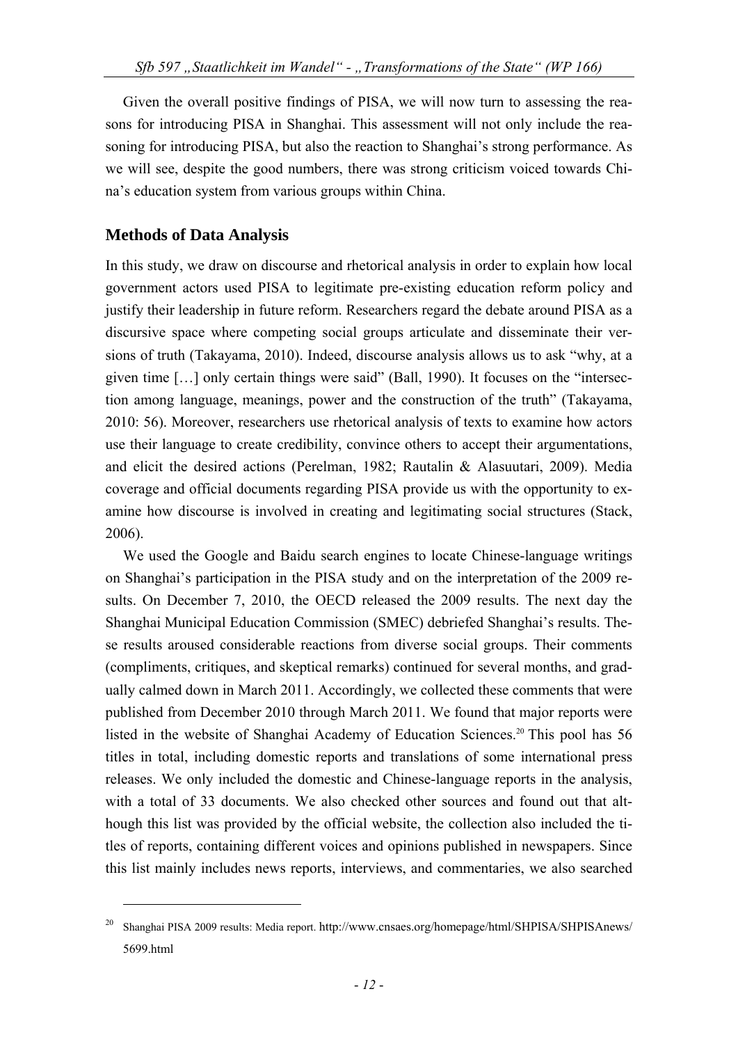Given the overall positive findings of PISA, we will now turn to assessing the reasons for introducing PISA in Shanghai. This assessment will not only include the reasoning for introducing PISA, but also the reaction to Shanghai's strong performance. As we will see, despite the good numbers, there was strong criticism voiced towards China's education system from various groups within China.

## Methods of Data Analysis

In this study, we draw on discourse and rhetorical analysis in order to explain how local government actors used PISA to legitimate pre-existing education reform policy and justify their leadership in future reform. Researchers regard the debate around PISA as a discursive space where competing social groups articulate and disseminate their versions of truth (Takayama, 2010). Indeed, discourse analysis allows us to ask "why, at a given time […] only certain things were said" (Ball, 1990). It focuses on the "intersection among language, meanings, power and the construction of the truth" (Takayama, 2010: 56). Moreover, researchers use rhetorical analysis of texts to examine how actors use their language to create credibility, convince others to accept their argumentations, and elicit the desired actions (Perelman, 1982; Rautalin & Alasuutari, 2009). Media coverage and official documents regarding PISA provide us with the opportunity to examine how discourse is involved in creating and legitimating social structures (Stack, 2006).

We used the Google and Baidu search engines to locate Chinese-language writings on Shanghai's participation in the PISA study and on the interpretation of the 2009 results. On December 7, 2010, the OECD released the 2009 results. The next day the Shanghai Municipal Education Commission (SMEC) debriefed Shanghai's results. These results aroused considerable reactions from diverse social groups. Their comments (compliments, critiques, and skeptical remarks) continued for several months, and gradually calmed down in March 2011. Accordingly, we collected these comments that were published from December 2010 through March 2011. We found that major reports were listed in the website of Shanghai Academy of Education Sciences.[20] This pool has 56 titles in total, including domestic reports and translations of some international press releases. We only included the domestic and Chinese-language reports in the analysis, with a total of 33 documents. We also checked other sources and found out that although this list was provided by the official website, the collection also included the titles of reports, containing different voices and opinions published in newspapers. Since this list mainly includes news reports, interviews, and commentaries, we also searched

---

[20] Shanghai PISA 2009 results: Media report. http://www.cnsaes.org/homepage/html/SHPISA/SHPISAnews/5699.html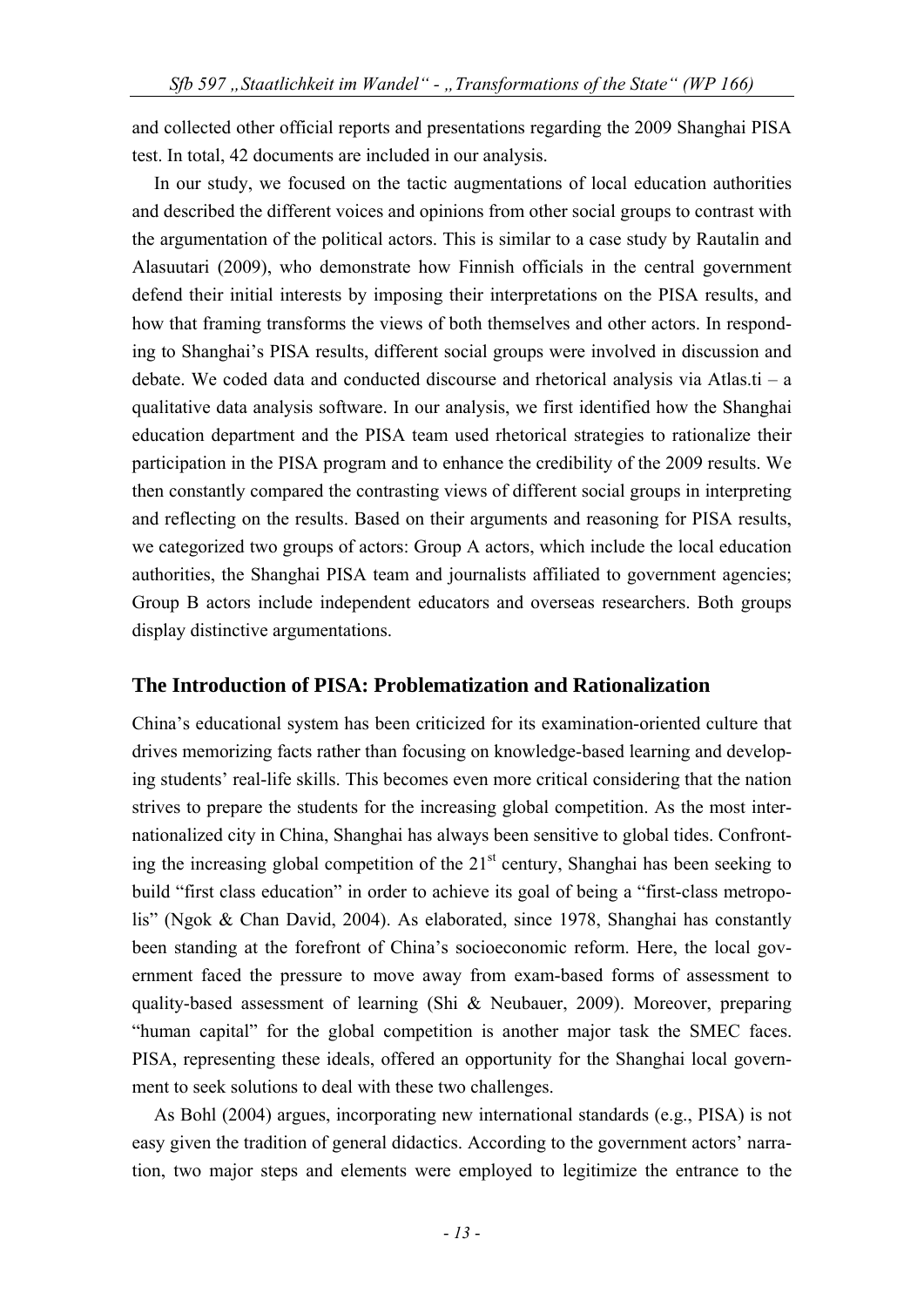and collected other official reports and presentations regarding the 2009 Shanghai PISA test. In total, 42 documents are included in our analysis.

In our study, we focused on the tactic augmentations of local education authorities and described the different voices and opinions from other social groups to contrast with the argumentation of the political actors. This is similar to a case study by Rautalin and Alasuutari (2009), who demonstrate how Finnish officials in the central government defend their initial interests by imposing their interpretations on the PISA results, and how that framing transforms the views of both themselves and other actors. In responding to Shanghai's PISA results, different social groups were involved in discussion and debate. We coded data and conducted discourse and rhetorical analysis via Atlas.ti – a qualitative data analysis software. In our analysis, we first identified how the Shanghai education department and the PISA team used rhetorical strategies to rationalize their participation in the PISA program and to enhance the credibility of the 2009 results. We then constantly compared the contrasting views of different social groups in interpreting and reflecting on the results. Based on their arguments and reasoning for PISA results, we categorized two groups of actors: Group A actors, which include the local education authorities, the Shanghai PISA team and journalists affiliated to government agencies; Group B actors include independent educators and overseas researchers. Both groups display distinctive argumentations.

## The Introduction of PISA: Problematization and Rationalization

China's educational system has been criticized for its examination-oriented culture that drives memorizing facts rather than focusing on knowledge-based learning and developing students' real-life skills. This becomes even more critical considering that the nation strives to prepare the students for the increasing global competition. As the most internationalized city in China, Shanghai has always been sensitive to global tides. Confronting the increasing global competition of the 21st century, Shanghai has been seeking to build "first class education" in order to achieve its goal of being a "first-class metropolis" (Ngok & Chan David, 2004). As elaborated, since 1978, Shanghai has constantly been standing at the forefront of China's socioeconomic reform. Here, the local government faced the pressure to move away from exam-based forms of assessment to quality-based assessment of learning (Shi & Neubauer, 2009). Moreover, preparing "human capital" for the global competition is another major task the SMEC faces. PISA, representing these ideals, offered an opportunity for the Shanghai local government to seek solutions to deal with these two challenges.

As Bohl (2004) argues, incorporating new international standards (e.g., PISA) is not easy given the tradition of general didactics. According to the government actors' narration, two major steps and elements were employed to legitimize the entrance to the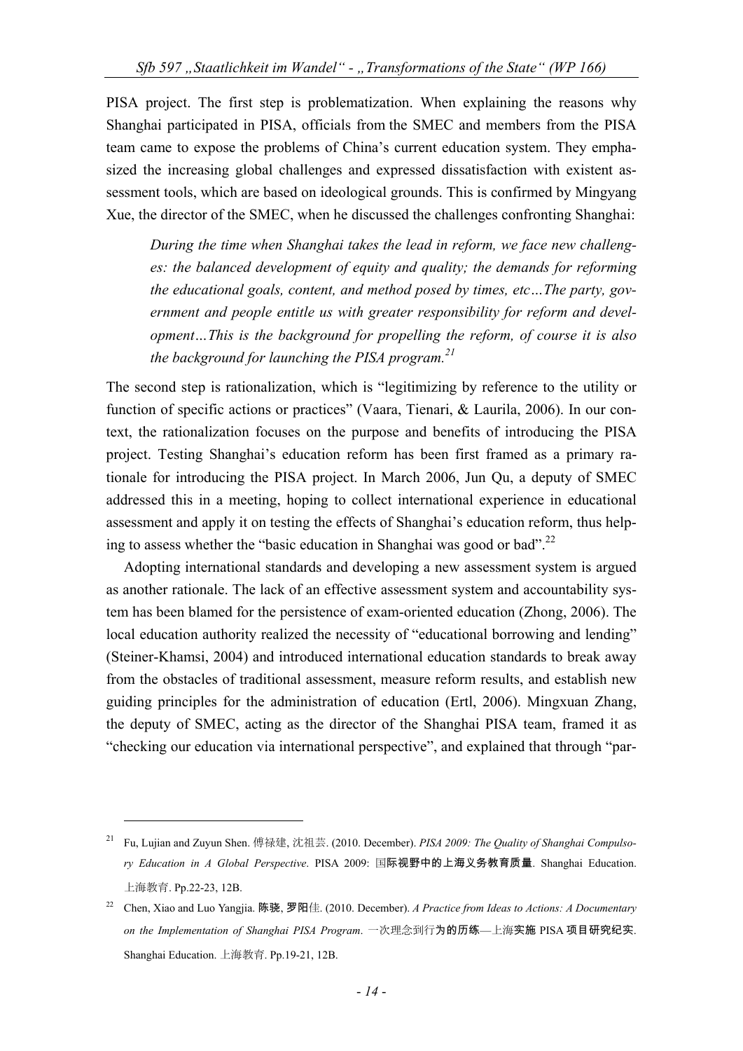PISA project. The first step is problematization. When explaining the reasons why Shanghai participated in PISA, officials from the SMEC and members from the PISA team came to expose the problems of China's current education system. They emphasized the increasing global challenges and expressed dissatisfaction with existent assessment tools, which are based on ideological grounds. This is confirmed by Mingyang Xue, the director of the SMEC, when he discussed the challenges confronting Shanghai:

> *During the time when Shanghai takes the lead in reform, we face new challenges: the balanced development of equity and quality; the demands for reforming the educational goals, content, and method posed by times, etc…The party, government and people entitle us with greater responsibility for reform and development…This is the background for propelling the reform, of course it is also the background for launching the PISA program.*[21]

The second step is rationalization, which is "legitimizing by reference to the utility or function of specific actions or practices" (Vaara, Tienari, & Laurila, 2006). In our context, the rationalization focuses on the purpose and benefits of introducing the PISA project. Testing Shanghai's education reform has been first framed as a primary rationale for introducing the PISA project. In March 2006, Jun Qu, a deputy of SMEC addressed this in a meeting, hoping to collect international experience in educational assessment and apply it on testing the effects of Shanghai's education reform, thus helping to assess whether the "basic education in Shanghai was good or bad".[22]

Adopting international standards and developing a new assessment system is argued as another rationale. The lack of an effective assessment system and accountability system has been blamed for the persistence of exam-oriented education (Zhong, 2006). The local education authority realized the necessity of "educational borrowing and lending" (Steiner-Khamsi, 2004) and introduced international education standards to break away from the obstacles of traditional assessment, measure reform results, and establish new guiding principles for the administration of education (Ertl, 2006). Mingxuan Zhang, the deputy of SMEC, acting as the director of the Shanghai PISA team, framed it as "checking our education via international perspective", and explained that through "par-

---

[21] Fu, Lujian and Zuyun Shen. 傅禄建, 沈祖芸. (2010. December). *PISA 2009: The Quality of Shanghai Compulsory Education in A Global Perspective*. PISA 2009: 国际视野中的上海义务教育质量. Shanghai Education. 上海教育. Pp.22-23, 12B.

[22] Chen, Xiao and Luo Yangjia. 陈骁, 罗阳佳. (2010. December). *A Practice from Ideas to Actions: A Documentary on the Implementation of Shanghai PISA Program*. 一次理念到行为的历练—上海实施 PISA 项目研究纪实. Shanghai Education. 上海教育. Pp.19-21, 12B.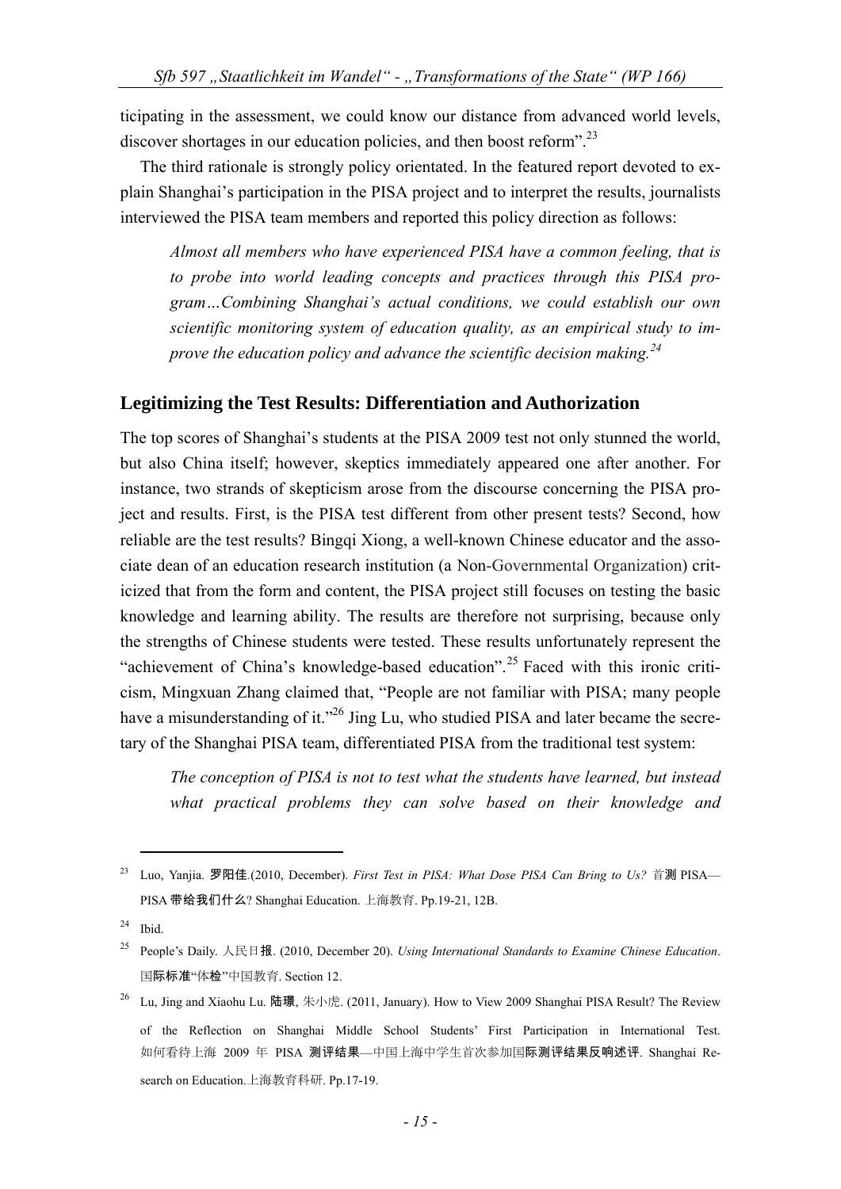ticipating in the assessment, we could know our distance from advanced world levels, discover shortages in our education policies, and then boost reform".[23]

The third rationale is strongly policy orientated. In the featured report devoted to explain Shanghai's participation in the PISA project and to interpret the results, journalists interviewed the PISA team members and reported this policy direction as follows:

> *Almost all members who have experienced PISA have a common feeling, that is to probe into world leading concepts and practices through this PISA program…Combining Shanghai's actual conditions, we could establish our own scientific monitoring system of education quality, as an empirical study to improve the education policy and advance the scientific decision making.*[24]

## Legitimizing the Test Results: Differentiation and Authorization

The top scores of Shanghai's students at the PISA 2009 test not only stunned the world, but also China itself; however, skeptics immediately appeared one after another. For instance, two strands of skepticism arose from the discourse concerning the PISA project and results. First, is the PISA test different from other present tests? Second, how reliable are the test results? Bingqi Xiong, a well-known Chinese educator and the associate dean of an education research institution (a Non-Governmental Organization) criticized that from the form and content, the PISA project still focuses on testing the basic knowledge and learning ability. The results are therefore not surprising, because only the strengths of Chinese students were tested. These results unfortunately represent the "achievement of China's knowledge-based education".[25] Faced with this ironic criticism, Mingxuan Zhang claimed that, "People are not familiar with PISA; many people have a misunderstanding of it."[26] Jing Lu, who studied PISA and later became the secretary of the Shanghai PISA team, differentiated PISA from the traditional test system:

> *The conception of PISA is not to test what the students have learned, but instead what practical problems they can solve based on their knowledge and*

---

[23] Luo, Yanjia. 罗阳佳.(2010, December). *First Test in PISA: What Dose PISA Can Bring to Us?* 首测 PISA—PISA 带给我们什么? Shanghai Education. 上海教育. Pp.19-21, 12B.

[24] Ibid.

[25] People's Daily. 人民日报. (2010, December 20). *Using International Standards to Examine Chinese Education*. 国际标准"体检"中国教育. Section 12.

[26] Lu, Jing and Xiaohu Lu. 陆璟, 朱小虎. (2011, January). How to View 2009 Shanghai PISA Result? The Review of the Reflection on Shanghai Middle School Students' First Participation in International Test. 如何看待上海 2009 年 PISA 测评结果—中国上海中学生首次参加国际测评结果反响述评. Shanghai Research on Education.上海教育科研. Pp.17-19.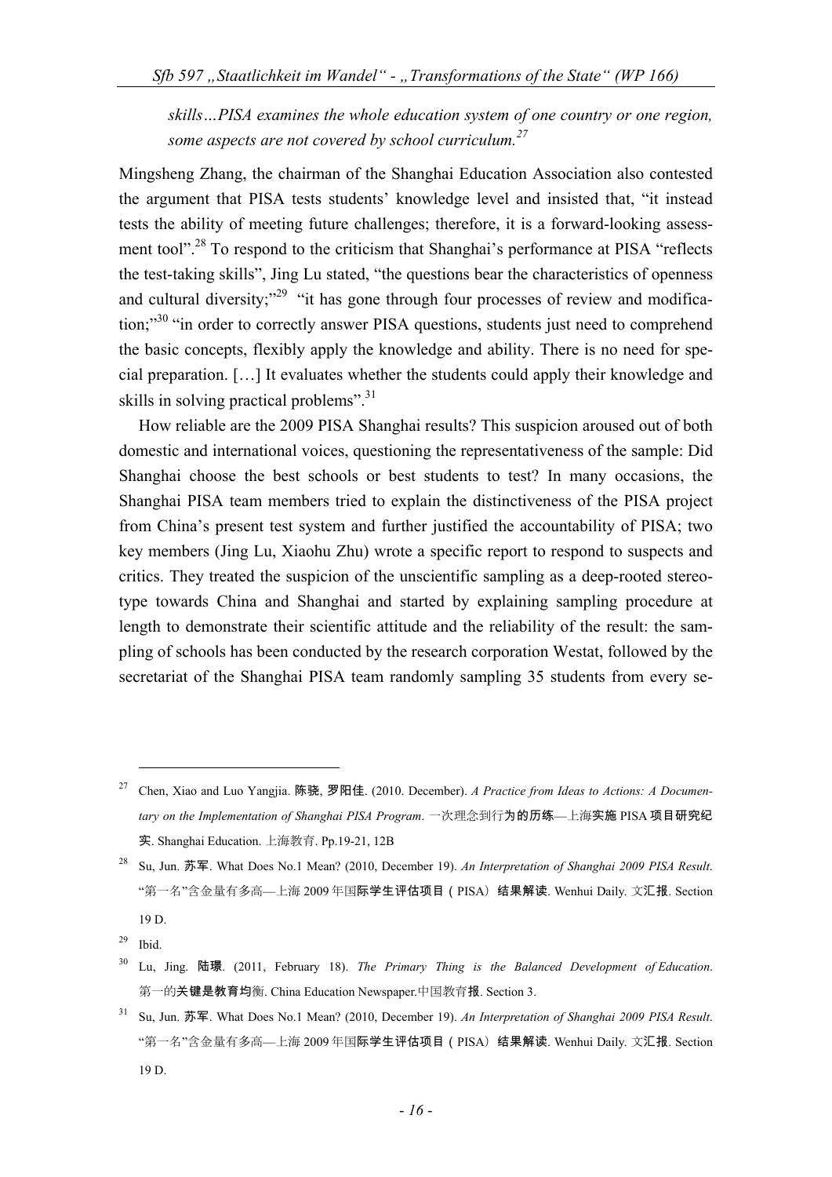*skills…PISA examines the whole education system of one country or one region, some aspects are not covered by school curriculum.*[27]

Mingsheng Zhang, the chairman of the Shanghai Education Association also contested the argument that PISA tests students' knowledge level and insisted that, "it instead tests the ability of meeting future challenges; therefore, it is a forward-looking assessment tool".[28] To respond to the criticism that Shanghai's performance at PISA "reflects the test-taking skills", Jing Lu stated, "the questions bear the characteristics of openness and cultural diversity;"[29] "it has gone through four processes of review and modification;"[30] "in order to correctly answer PISA questions, students just need to comprehend the basic concepts, flexibly apply the knowledge and ability. There is no need for special preparation. […] It evaluates whether the students could apply their knowledge and skills in solving practical problems".[31]

How reliable are the 2009 PISA Shanghai results? This suspicion aroused out of both domestic and international voices, questioning the representativeness of the sample: Did Shanghai choose the best schools or best students to test? In many occasions, the Shanghai PISA team members tried to explain the distinctiveness of the PISA project from China's present test system and further justified the accountability of PISA; two key members (Jing Lu, Xiaohu Zhu) wrote a specific report to respond to suspects and critics. They treated the suspicion of the unscientific sampling as a deep-rooted stereotype towards China and Shanghai and started by explaining sampling procedure at length to demonstrate their scientific attitude and the reliability of the result: the sampling of schools has been conducted by the research corporation Westat, followed by the secretariat of the Shanghai PISA team randomly sampling 35 students from every se-

---

[27] Chen, Xiao and Luo Yangjia. 陈骁, 罗阳佳. (2010. December). *A Practice from Ideas to Actions: A Documentary on the Implementation of Shanghai PISA Program*. 一次理念到行为的历练—上海实施 PISA 项目研究纪实. Shanghai Education. 上海教育. Pp.19-21, 12B

[28] Su, Jun. 苏军. What Does No.1 Mean? (2010, December 19). *An Interpretation of Shanghai 2009 PISA Result*. "第一名"含金量有多高—上海 2009 年国际学生评估项目（PISA）结果解读. Wenhui Daily. 文汇报. Section 19 D.

[29] Ibid.

[30] Lu, Jing. 陆璟. (2011, February 18). *The Primary Thing is the Balanced Development of Education*. 第一的关键是教育均衡. China Education Newspaper.中国教育报. Section 3.

[31] Su, Jun. 苏军. What Does No.1 Mean? (2010, December 19). *An Interpretation of Shanghai 2009 PISA Result*. "第一名"含金量有多高—上海 2009 年国际学生评估项目（PISA）结果解读. Wenhui Daily. 文汇报. Section 19 D.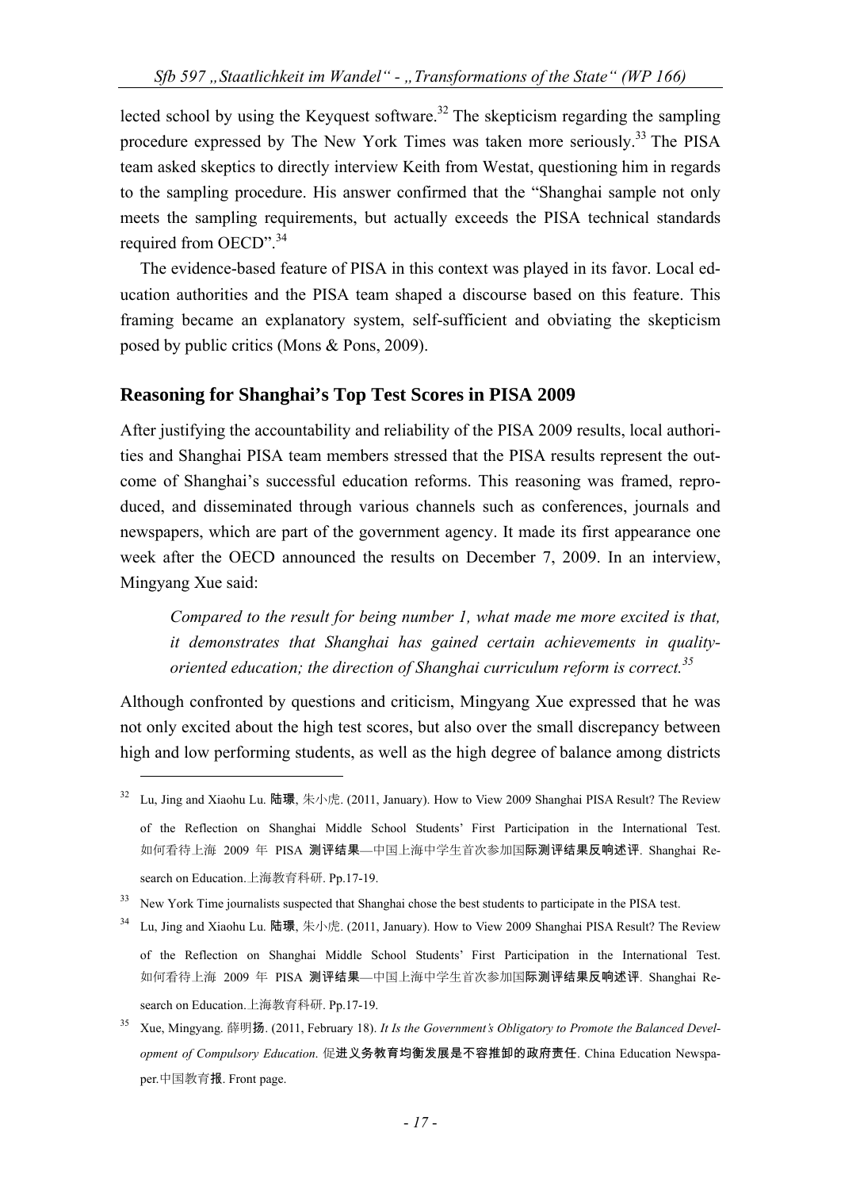lected school by using the Keyquest software.[32] The skepticism regarding the sampling procedure expressed by The New York Times was taken more seriously.[33] The PISA team asked skeptics to directly interview Keith from Westat, questioning him in regards to the sampling procedure. His answer confirmed that the "Shanghai sample not only meets the sampling requirements, but actually exceeds the PISA technical standards required from OECD".[34]

The evidence-based feature of PISA in this context was played in its favor. Local education authorities and the PISA team shaped a discourse based on this feature. This framing became an explanatory system, self-sufficient and obviating the skepticism posed by public critics (Mons & Pons, 2009).

## Reasoning for Shanghai's Top Test Scores in PISA 2009

After justifying the accountability and reliability of the PISA 2009 results, local authorities and Shanghai PISA team members stressed that the PISA results represent the outcome of Shanghai's successful education reforms. This reasoning was framed, reproduced, and disseminated through various channels such as conferences, journals and newspapers, which are part of the government agency. It made its first appearance one week after the OECD announced the results on December 7, 2009. In an interview, Mingyang Xue said:

> *Compared to the result for being number 1, what made me more excited is that, it demonstrates that Shanghai has gained certain achievements in quality-oriented education; the direction of Shanghai curriculum reform is correct.[35]*

Although confronted by questions and criticism, Mingyang Xue expressed that he was not only excited about the high test scores, but also over the small discrepancy between high and low performing students, as well as the high degree of balance among districts

---

[32] Lu, Jing and Xiaohu Lu. 陆璟, 朱小虎. (2011, January). How to View 2009 Shanghai PISA Result? The Review of the Reflection on Shanghai Middle School Students' First Participation in the International Test. 如何看待上海 2009 年 PISA 测评结果—中国上海中学生首次参加国际测评结果反响述评. Shanghai Research on Education.上海教育科研. Pp.17-19.

[33] New York Time journalists suspected that Shanghai chose the best students to participate in the PISA test.

[34] Lu, Jing and Xiaohu Lu. 陆璟, 朱小虎. (2011, January). How to View 2009 Shanghai PISA Result? The Review of the Reflection on Shanghai Middle School Students' First Participation in the International Test. 如何看待上海 2009 年 PISA 测评结果—中国上海中学生首次参加国际测评结果反响述评. Shanghai Research on Education.上海教育科研. Pp.17-19.

[35] Xue, Mingyang. 薛明扬. (2011, February 18). *It Is the Government's Obligatory to Promote the Balanced Development of Compulsory Education*. 促进义务教育均衡发展是不容推卸的政府责任. China Education Newspaper.中国教育报. Front page.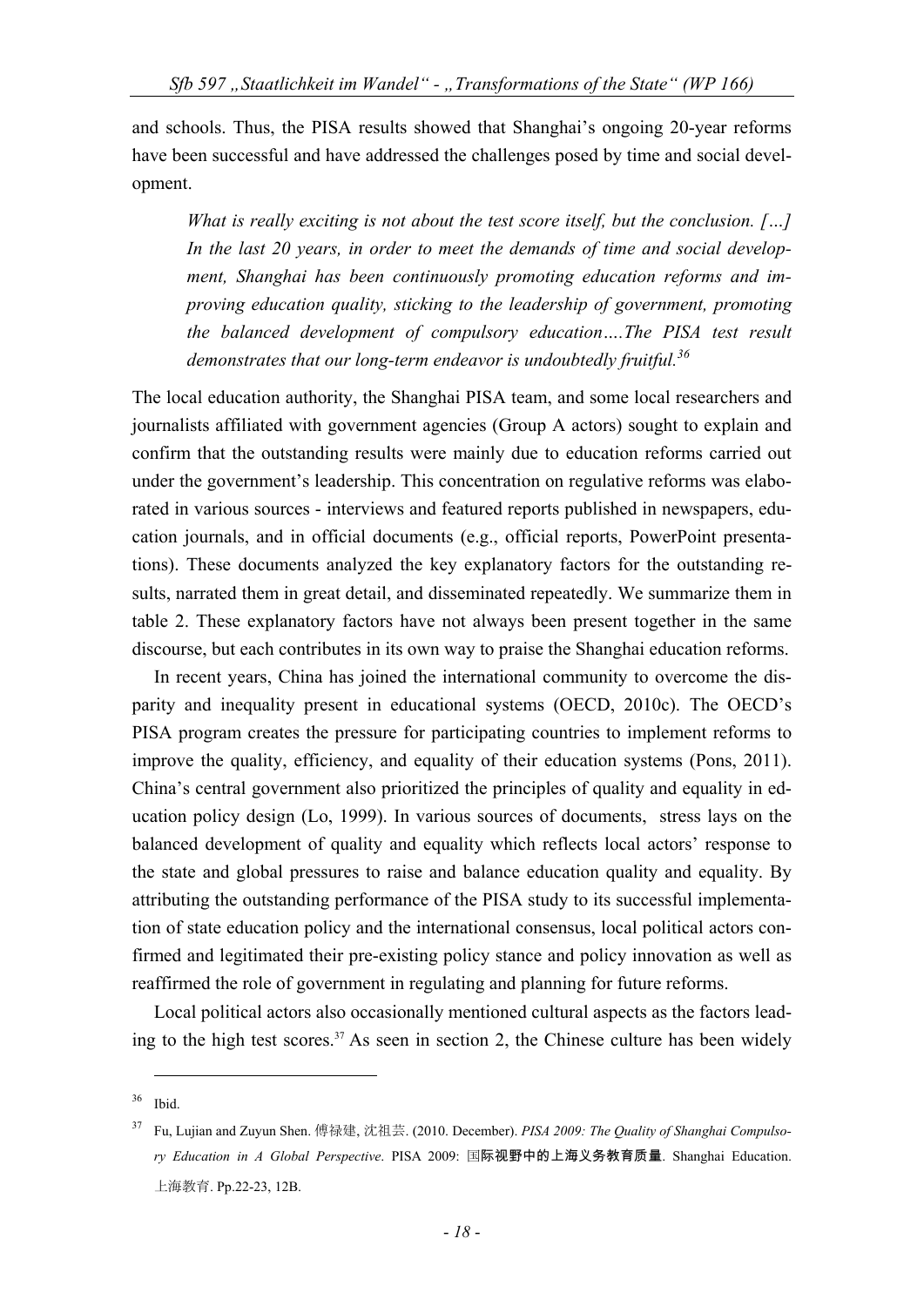and schools. Thus, the PISA results showed that Shanghai's ongoing 20-year reforms have been successful and have addressed the challenges posed by time and social development.

> *What is really exciting is not about the test score itself, but the conclusion. […] In the last 20 years, in order to meet the demands of time and social development, Shanghai has been continuously promoting education reforms and improving education quality, sticking to the leadership of government, promoting the balanced development of compulsory education….The PISA test result demonstrates that our long-term endeavor is undoubtedly fruitful.*[36]

The local education authority, the Shanghai PISA team, and some local researchers and journalists affiliated with government agencies (Group A actors) sought to explain and confirm that the outstanding results were mainly due to education reforms carried out under the government's leadership. This concentration on regulative reforms was elaborated in various sources - interviews and featured reports published in newspapers, education journals, and in official documents (e.g., official reports, PowerPoint presentations). These documents analyzed the key explanatory factors for the outstanding results, narrated them in great detail, and disseminated repeatedly. We summarize them in table 2. These explanatory factors have not always been present together in the same discourse, but each contributes in its own way to praise the Shanghai education reforms.

In recent years, China has joined the international community to overcome the disparity and inequality present in educational systems (OECD, 2010c). The OECD's PISA program creates the pressure for participating countries to implement reforms to improve the quality, efficiency, and equality of their education systems (Pons, 2011). China's central government also prioritized the principles of quality and equality in education policy design (Lo, 1999). In various sources of documents, stress lays on the balanced development of quality and equality which reflects local actors' response to the state and global pressures to raise and balance education quality and equality. By attributing the outstanding performance of the PISA study to its successful implementation of state education policy and the international consensus, local political actors confirmed and legitimated their pre-existing policy stance and policy innovation as well as reaffirmed the role of government in regulating and planning for future reforms.

Local political actors also occasionally mentioned cultural aspects as the factors leading to the high test scores.[37] As seen in section 2, the Chinese culture has been widely

---

[36] Ibid.

[37] Fu, Lujian and Zuyun Shen. 傅禄建, 沈祖芸. (2010. December). *PISA 2009: The Quality of Shanghai Compulsory Education in A Global Perspective*. PISA 2009: 国际视野中的上海义务教育质量. Shanghai Education. 上海教育. Pp.22-23, 12B.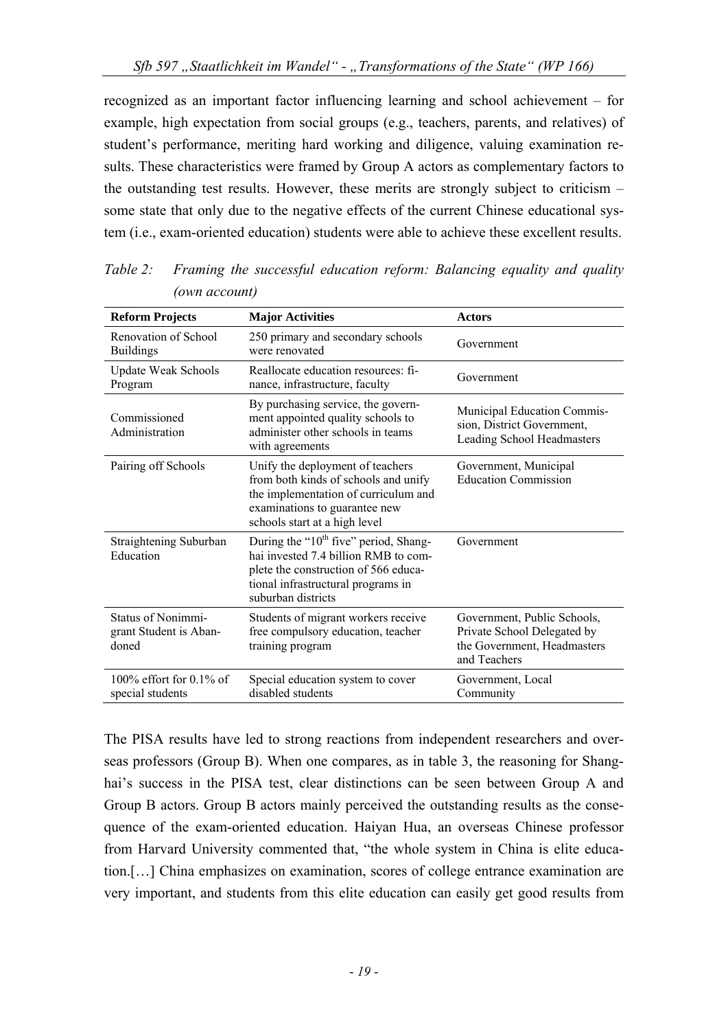recognized as an important factor influencing learning and school achievement – for example, high expectation from social groups (e.g., teachers, parents, and relatives) of student's performance, meriting hard working and diligence, valuing examination results. These characteristics were framed by Group A actors as complementary factors to the outstanding test results. However, these merits are strongly subject to criticism – some state that only due to the negative effects of the current Chinese educational system (i.e., exam-oriented education) students were able to achieve these excellent results.

*Table 2: Framing the successful education reform: Balancing equality and quality (own account)*

| Reform Projects | Major Activities | Actors |
|---|---|---|
| Renovation of School Buildings | 250 primary and secondary schools were renovated | Government |
| Update Weak Schools Program | Reallocate education resources: finance, infrastructure, faculty | Government |
| Commissioned Administration | By purchasing service, the government appointed quality schools to administer other schools in teams with agreements | Municipal Education Commission, District Government, Leading School Headmasters |
| Pairing off Schools | Unify the deployment of teachers from both kinds of schools and unify the implementation of curriculum and examinations to guarantee new schools start at a high level | Government, Municipal Education Commission |
| Straightening Suburban Education | During the "10th five" period, Shanghai invested 7.4 billion RMB to complete the construction of 566 educational infrastructural programs in suburban districts | Government |
| Status of Nonimmigrant Student is Abandoned | Students of migrant workers receive free compulsory education, teacher training program | Government, Public Schools, Private School Delegated by the Government, Headmasters and Teachers |
| 100% effort for 0.1% of special students | Special education system to cover disabled students | Government, Local Community |

The PISA results have led to strong reactions from independent researchers and overseas professors (Group B). When one compares, as in table 3, the reasoning for Shanghai's success in the PISA test, clear distinctions can be seen between Group A and Group B actors. Group B actors mainly perceived the outstanding results as the consequence of the exam-oriented education. Haiyan Hua, an overseas Chinese professor from Harvard University commented that, "the whole system in China is elite education.[…] China emphasizes on examination, scores of college entrance examination are very important, and students from this elite education can easily get good results from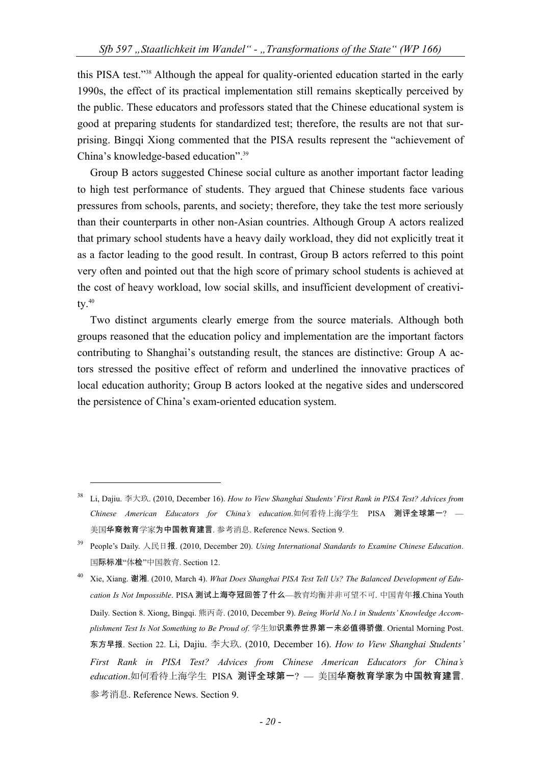this PISA test."[38] Although the appeal for quality-oriented education started in the early 1990s, the effect of its practical implementation still remains skeptically perceived by the public. These educators and professors stated that the Chinese educational system is good at preparing students for standardized test; therefore, the results are not that surprising. Bingqi Xiong commented that the PISA results represent the "achievement of China's knowledge-based education".[39]

Group B actors suggested Chinese social culture as another important factor leading to high test performance of students. They argued that Chinese students face various pressures from schools, parents, and society; therefore, they take the test more seriously than their counterparts in other non-Asian countries. Although Group A actors realized that primary school students have a heavy daily workload, they did not explicitly treat it as a factor leading to the good result. In contrast, Group B actors referred to this point very often and pointed out that the high score of primary school students is achieved at the cost of heavy workload, low social skills, and insufficient development of creativity.[40]

Two distinct arguments clearly emerge from the source materials. Although both groups reasoned that the education policy and implementation are the important factors contributing to Shanghai's outstanding result, the stances are distinctive: Group A actors stressed the positive effect of reform and underlined the innovative practices of local education authority; Group B actors looked at the negative sides and underscored the persistence of China's exam-oriented education system.

---

[38] Li, Dajiu. 李大玖. (2010, December 16). *How to View Shanghai Students' First Rank in PISA Test? Advices from Chinese American Educators for China's education*.如何看待上海学生 PISA 测评全球第一? — 美国华裔教育学家为中国教育建言. 参考消息. Reference News. Section 9.

[39] People's Daily. 人民日报. (2010, December 20). *Using International Standards to Examine Chinese Education*. 国际标准"体检"中国教育. Section 12.

[40] Xie, Xiang. 谢湘. (2010, March 4). *What Does Shanghai PISA Test Tell Us? The Balanced Development of Education Is Not Impossible*. PISA 测试上海夺冠回答了什么—教育均衡并非可望不可. 中国青年报.China Youth Daily. Section 8. Xiong, Bingqi. 熊丙奇. (2010, December 9). *Being World No.1 in Students' Knowledge Accomplishment Test Is Not Something to Be Proud of*. 学生知识素养世界第一未必值得骄傲. Oriental Morning Post. 东方早报. Section 22. Li, Dajiu. 李大玖. (2010, December 16). *How to View Shanghai Students' First Rank in PISA Test? Advices from Chinese American Educators for China's education*.如何看待上海学生 PISA 测评全球第一? — 美国华裔教育学家为中国教育建言. 参考消息. Reference News. Section 9.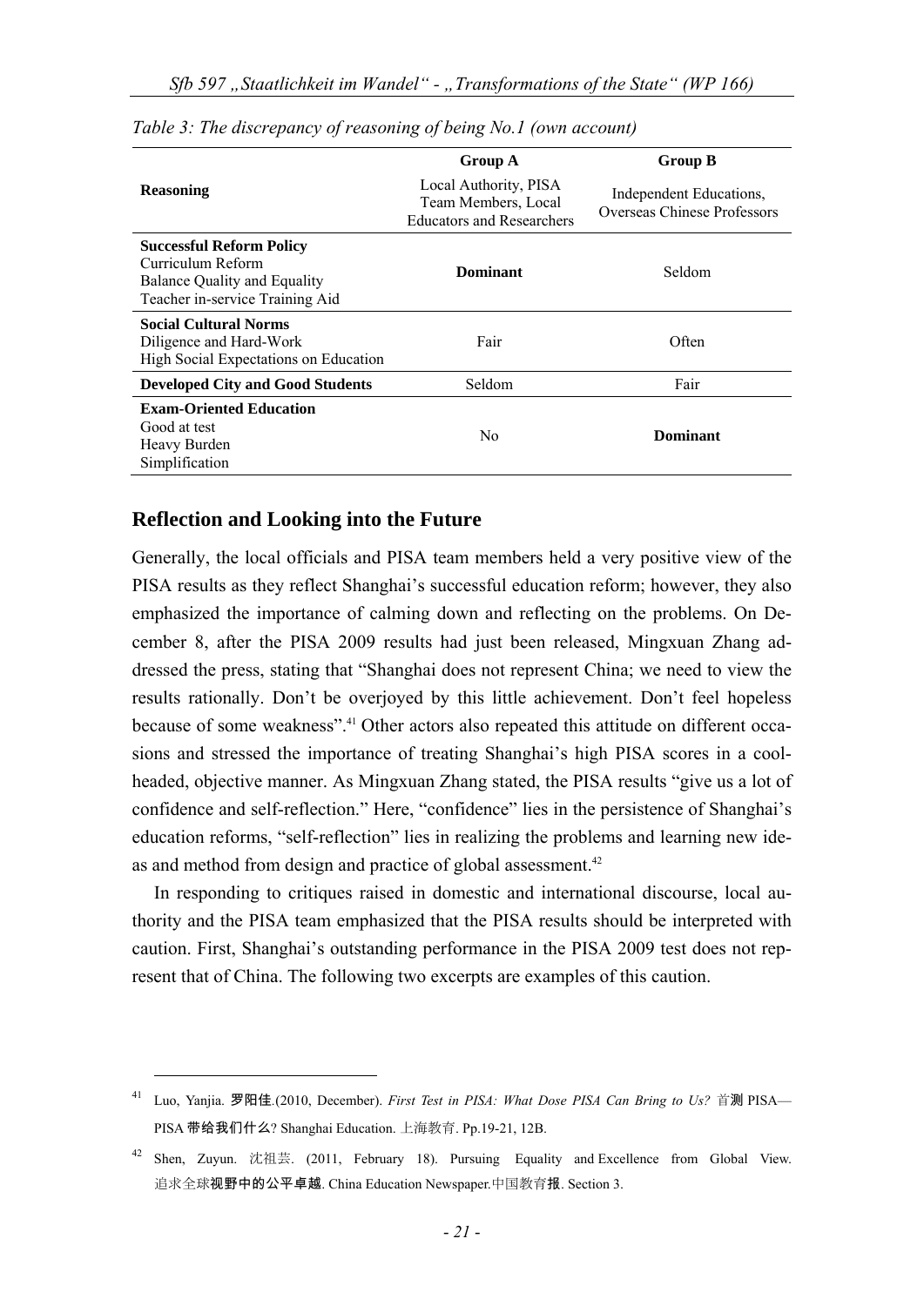*Table 3: The discrepancy of reasoning of being No.1 (own account)*

| Reasoning | Group A<br>Local Authority, PISA Team Members, Local Educators and Researchers | Group B<br>Independent Educations, Overseas Chinese Professors |
|---|---|---|
| **Successful Reform Policy**<br>Curriculum Reform<br>Balance Quality and Equality<br>Teacher in-service Training Aid | **Dominant** | Seldom |
| **Social Cultural Norms**<br>Diligence and Hard-Work<br>High Social Expectations on Education | Fair | Often |
| **Developed City and Good Students** | Seldom | Fair |
| **Exam-Oriented Education**<br>Good at test<br>Heavy Burden<br>Simplification | No | **Dominant** |

## Reflection and Looking into the Future

Generally, the local officials and PISA team members held a very positive view of the PISA results as they reflect Shanghai's successful education reform; however, they also emphasized the importance of calming down and reflecting on the problems. On December 8, after the PISA 2009 results had just been released, Mingxuan Zhang addressed the press, stating that "Shanghai does not represent China; we need to view the results rationally. Don't be overjoyed by this little achievement. Don't feel hopeless because of some weakness".[41] Other actors also repeated this attitude on different occasions and stressed the importance of treating Shanghai's high PISA scores in a cool-headed, objective manner. As Mingxuan Zhang stated, the PISA results "give us a lot of confidence and self-reflection." Here, "confidence" lies in the persistence of Shanghai's education reforms, "self-reflection" lies in realizing the problems and learning new ideas and method from design and practice of global assessment.[42]

In responding to critiques raised in domestic and international discourse, local authority and the PISA team emphasized that the PISA results should be interpreted with caution. First, Shanghai's outstanding performance in the PISA 2009 test does not represent that of China. The following two excerpts are examples of this caution.

---

[41] Luo, Yanjia. 罗阳佳.(2010, December). *First Test in PISA: What Dose PISA Can Bring to Us?* 首测 PISA—PISA 带给我们什么? Shanghai Education. 上海教育. Pp.19-21, 12B.

[42] Shen, Zuyun. 沈祖芸. (2011, February 18). Pursuing Equality and Excellence from Global View. 追求全球视野中的公平卓越. China Education Newspaper.中国教育报. Section 3.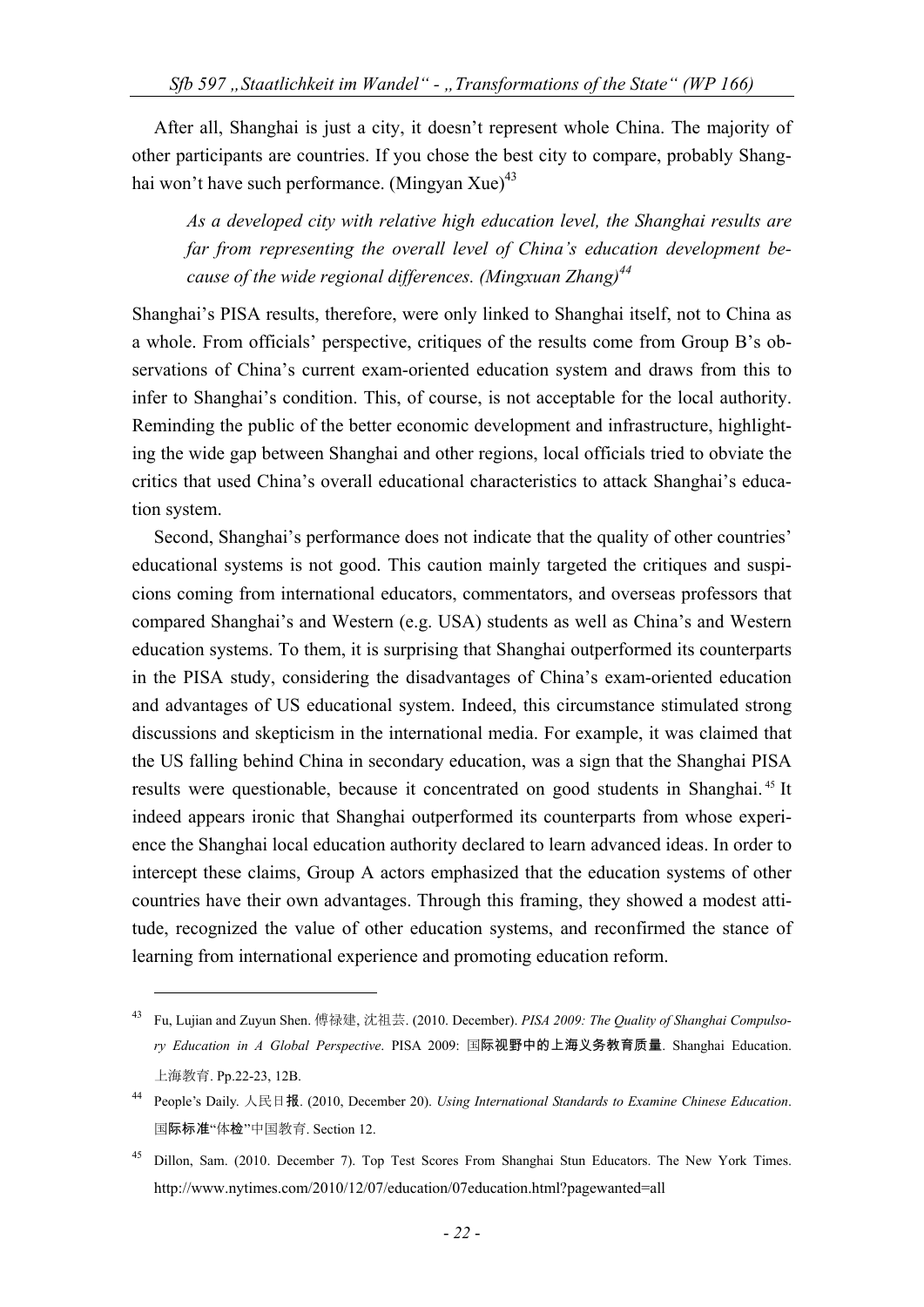After all, Shanghai is just a city, it doesn't represent whole China. The majority of other participants are countries. If you chose the best city to compare, probably Shanghai won't have such performance. (Mingyan Xue)[43]

> *As a developed city with relative high education level, the Shanghai results are far from representing the overall level of China's education development because of the wide regional differences. (Mingxuan Zhang)[44]*

Shanghai's PISA results, therefore, were only linked to Shanghai itself, not to China as a whole. From officials' perspective, critiques of the results come from Group B's observations of China's current exam-oriented education system and draws from this to infer to Shanghai's condition. This, of course, is not acceptable for the local authority. Reminding the public of the better economic development and infrastructure, highlighting the wide gap between Shanghai and other regions, local officials tried to obviate the critics that used China's overall educational characteristics to attack Shanghai's education system.

Second, Shanghai's performance does not indicate that the quality of other countries' educational systems is not good. This caution mainly targeted the critiques and suspicions coming from international educators, commentators, and overseas professors that compared Shanghai's and Western (e.g. USA) students as well as China's and Western education systems. To them, it is surprising that Shanghai outperformed its counterparts in the PISA study, considering the disadvantages of China's exam-oriented education and advantages of US educational system. Indeed, this circumstance stimulated strong discussions and skepticism in the international media. For example, it was claimed that the US falling behind China in secondary education, was a sign that the Shanghai PISA results were questionable, because it concentrated on good students in Shanghai.[45] It indeed appears ironic that Shanghai outperformed its counterparts from whose experience the Shanghai local education authority declared to learn advanced ideas. In order to intercept these claims, Group A actors emphasized that the education systems of other countries have their own advantages. Through this framing, they showed a modest attitude, recognized the value of other education systems, and reconfirmed the stance of learning from international experience and promoting education reform.

---

[43] Fu, Lujian and Zuyun Shen. 傅禄建, 沈祖芸. (2010. December). *PISA 2009: The Quality of Shanghai Compulsory Education in A Global Perspective*. PISA 2009: 国际视野中的上海义务教育质量. Shanghai Education. 上海教育. Pp.22-23, 12B.

[44] People's Daily. 人民日报. (2010, December 20). *Using International Standards to Examine Chinese Education*. 国际标准"体检"中国教育. Section 12.

[45] Dillon, Sam. (2010. December 7). Top Test Scores From Shanghai Stun Educators. The New York Times. http://www.nytimes.com/2010/12/07/education/07education.html?pagewanted=all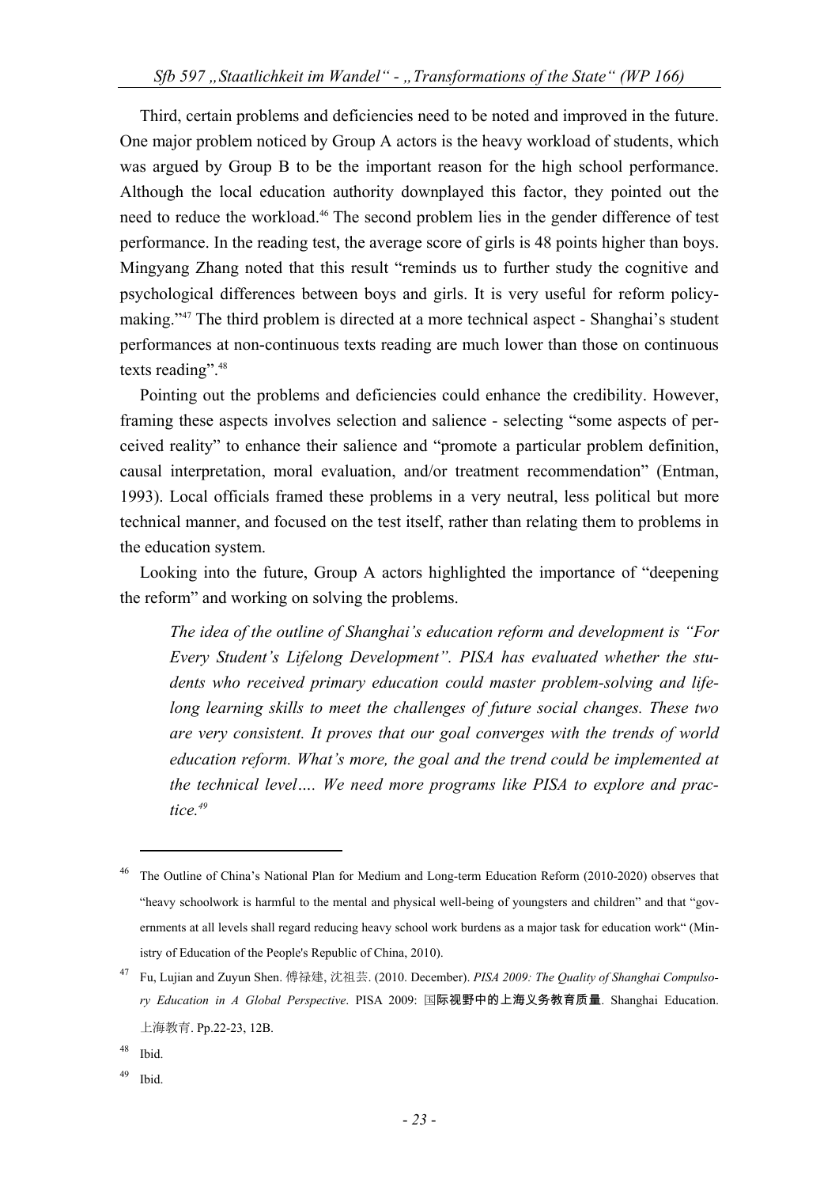Third, certain problems and deficiencies need to be noted and improved in the future. One major problem noticed by Group A actors is the heavy workload of students, which was argued by Group B to be the important reason for the high school performance. Although the local education authority downplayed this factor, they pointed out the need to reduce the workload.[46] The second problem lies in the gender difference of test performance. In the reading test, the average score of girls is 48 points higher than boys. Mingyang Zhang noted that this result "reminds us to further study the cognitive and psychological differences between boys and girls. It is very useful for reform policy-making."[47] The third problem is directed at a more technical aspect - Shanghai's student performances at non-continuous texts reading are much lower than those on continuous texts reading".[48]

Pointing out the problems and deficiencies could enhance the credibility. However, framing these aspects involves selection and salience - selecting "some aspects of perceived reality" to enhance their salience and "promote a particular problem definition, causal interpretation, moral evaluation, and/or treatment recommendation" (Entman, 1993). Local officials framed these problems in a very neutral, less political but more technical manner, and focused on the test itself, rather than relating them to problems in the education system.

Looking into the future, Group A actors highlighted the importance of "deepening the reform" and working on solving the problems.

> *The idea of the outline of Shanghai's education reform and development is "For Every Student's Lifelong Development". PISA has evaluated whether the students who received primary education could master problem-solving and lifelong learning skills to meet the challenges of future social changes. These two are very consistent. It proves that our goal converges with the trends of world education reform. What's more, the goal and the trend could be implemented at the technical level…. We need more programs like PISA to explore and practice.*[49]

---

[46] The Outline of China's National Plan for Medium and Long-term Education Reform (2010-2020) observes that "heavy schoolwork is harmful to the mental and physical well-being of youngsters and children" and that "governments at all levels shall regard reducing heavy school work burdens as a major task for education work" (Ministry of Education of the People's Republic of China, 2010).

[47] Fu, Lujian and Zuyun Shen. 傅禄建, 沈祖芸. (2010. December). *PISA 2009: The Quality of Shanghai Compulsory Education in A Global Perspective*. PISA 2009: **国际视野中的上海义务教育质量**. Shanghai Education. 上海教育. Pp.22-23, 12B.

[48] Ibid.

[49] Ibid.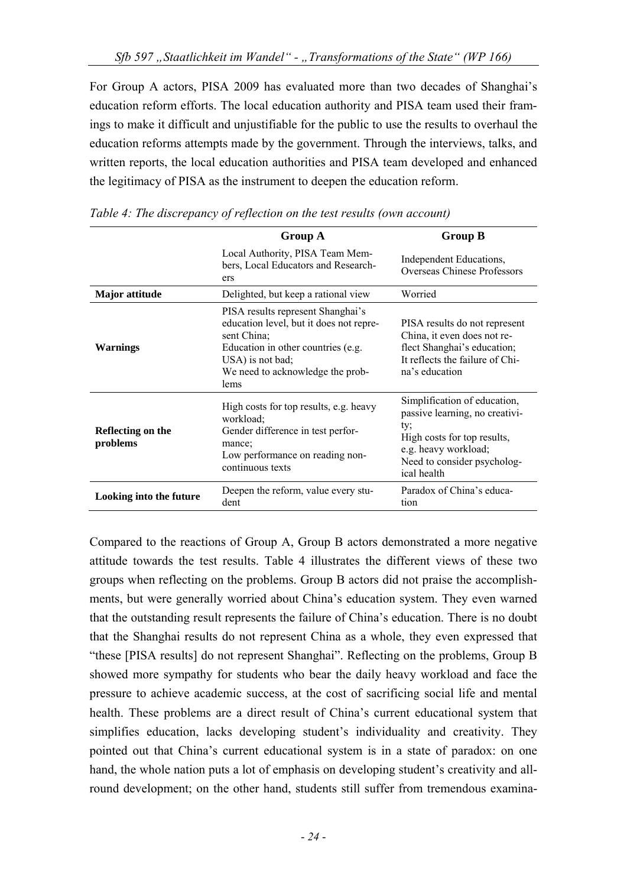For Group A actors, PISA 2009 has evaluated more than two decades of Shanghai's education reform efforts. The local education authority and PISA team used their framings to make it difficult and unjustifiable for the public to use the results to overhaul the education reforms attempts made by the government. Through the interviews, talks, and written reports, the local education authorities and PISA team developed and enhanced the legitimacy of PISA as the instrument to deepen the education reform.

*Table 4: The discrepancy of reflection on the test results (own account)*

| | **Group A** | **Group B** |
|---|---|---|
| | Local Authority, PISA Team Members, Local Educators and Researchers | Independent Educations, Overseas Chinese Professors |
| **Major attitude** | Delighted, but keep a rational view | Worried |
| **Warnings** | PISA results represent Shanghai's education level, but it does not represent China; Education in other countries (e.g. USA) is not bad; We need to acknowledge the problems | PISA results do not represent China, it even does not reflect Shanghai's education; It reflects the failure of China's education |
| **Reflecting on the problems** | High costs for top results, e.g. heavy workload; Gender difference in test performance; Low performance on reading non-continuous texts | Simplification of education, passive learning, no creativity; High costs for top results, e.g. heavy workload; Need to consider psychological health |
| **Looking into the future** | Deepen the reform, value every student | Paradox of China's education |

Compared to the reactions of Group A, Group B actors demonstrated a more negative attitude towards the test results. Table 4 illustrates the different views of these two groups when reflecting on the problems. Group B actors did not praise the accomplishments, but were generally worried about China's education system. They even warned that the outstanding result represents the failure of China's education. There is no doubt that the Shanghai results do not represent China as a whole, they even expressed that "these [PISA results] do not represent Shanghai". Reflecting on the problems, Group B showed more sympathy for students who bear the daily heavy workload and face the pressure to achieve academic success, at the cost of sacrificing social life and mental health. These problems are a direct result of China's current educational system that simplifies education, lacks developing student's individuality and creativity. They pointed out that China's current educational system is in a state of paradox: on one hand, the whole nation puts a lot of emphasis on developing student's creativity and all-round development; on the other hand, students still suffer from tremendous examina-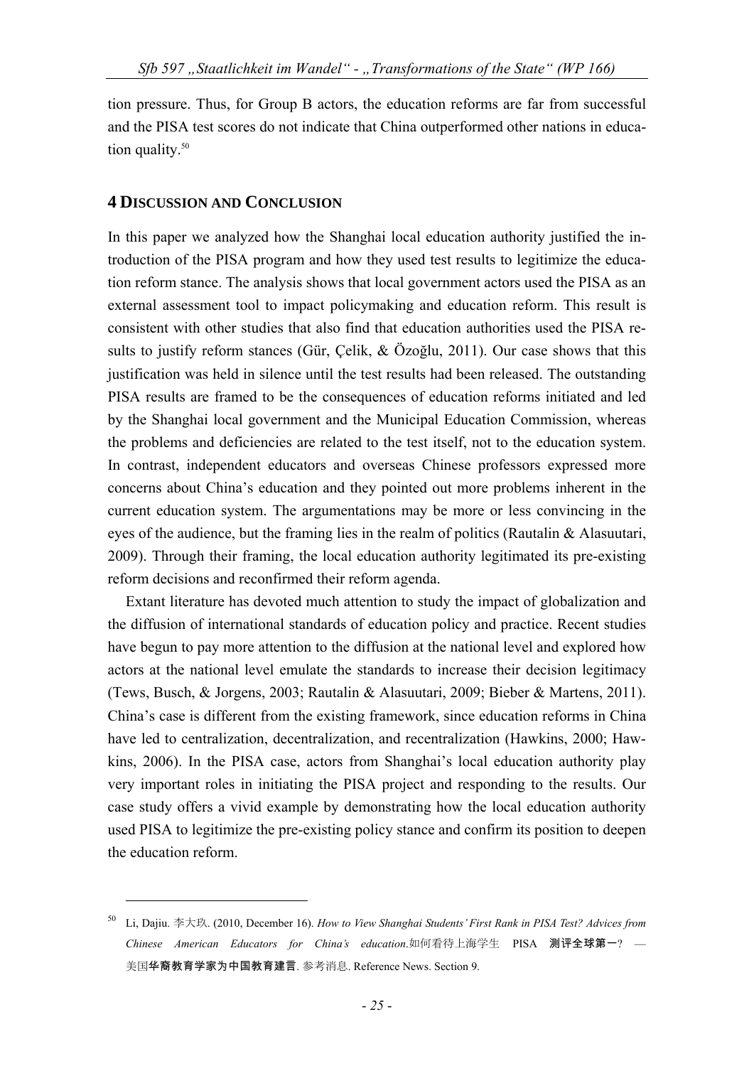tion pressure. Thus, for Group B actors, the education reforms are far from successful and the PISA test scores do not indicate that China outperformed other nations in education quality.[50]

## 4 Discussion and Conclusion

In this paper we analyzed how the Shanghai local education authority justified the introduction of the PISA program and how they used test results to legitimize the education reform stance. The analysis shows that local government actors used the PISA as an external assessment tool to impact policymaking and education reform. This result is consistent with other studies that also find that education authorities used the PISA results to justify reform stances (Gür, Çelik, & Özoğlu, 2011). Our case shows that this justification was held in silence until the test results had been released. The outstanding PISA results are framed to be the consequences of education reforms initiated and led by the Shanghai local government and the Municipal Education Commission, whereas the problems and deficiencies are related to the test itself, not to the education system. In contrast, independent educators and overseas Chinese professors expressed more concerns about China's education and they pointed out more problems inherent in the current education system. The argumentations may be more or less convincing in the eyes of the audience, but the framing lies in the realm of politics (Rautalin & Alasuutari, 2009). Through their framing, the local education authority legitimated its pre-existing reform decisions and reconfirmed their reform agenda.

Extant literature has devoted much attention to study the impact of globalization and the diffusion of international standards of education policy and practice. Recent studies have begun to pay more attention to the diffusion at the national level and explored how actors at the national level emulate the standards to increase their decision legitimacy (Tews, Busch, & Jorgens, 2003; Rautalin & Alasuutari, 2009; Bieber & Martens, 2011). China's case is different from the existing framework, since education reforms in China have led to centralization, decentralization, and recentralization (Hawkins, 2000; Hawkins, 2006). In the PISA case, actors from Shanghai's local education authority play very important roles in initiating the PISA project and responding to the results. Our case study offers a vivid example by demonstrating how the local education authority used PISA to legitimize the pre-existing policy stance and confirm its position to deepen the education reform.

---

[50] Li, Dajiu. 李大玖. (2010, December 16). *How to View Shanghai Students' First Rank in PISA Test? Advices from Chinese American Educators for China's education*.如何看待上海学生 PISA 测评全球第一? — 美国华裔教育学家为中国教育建言. 参考消息. Reference News. Section 9.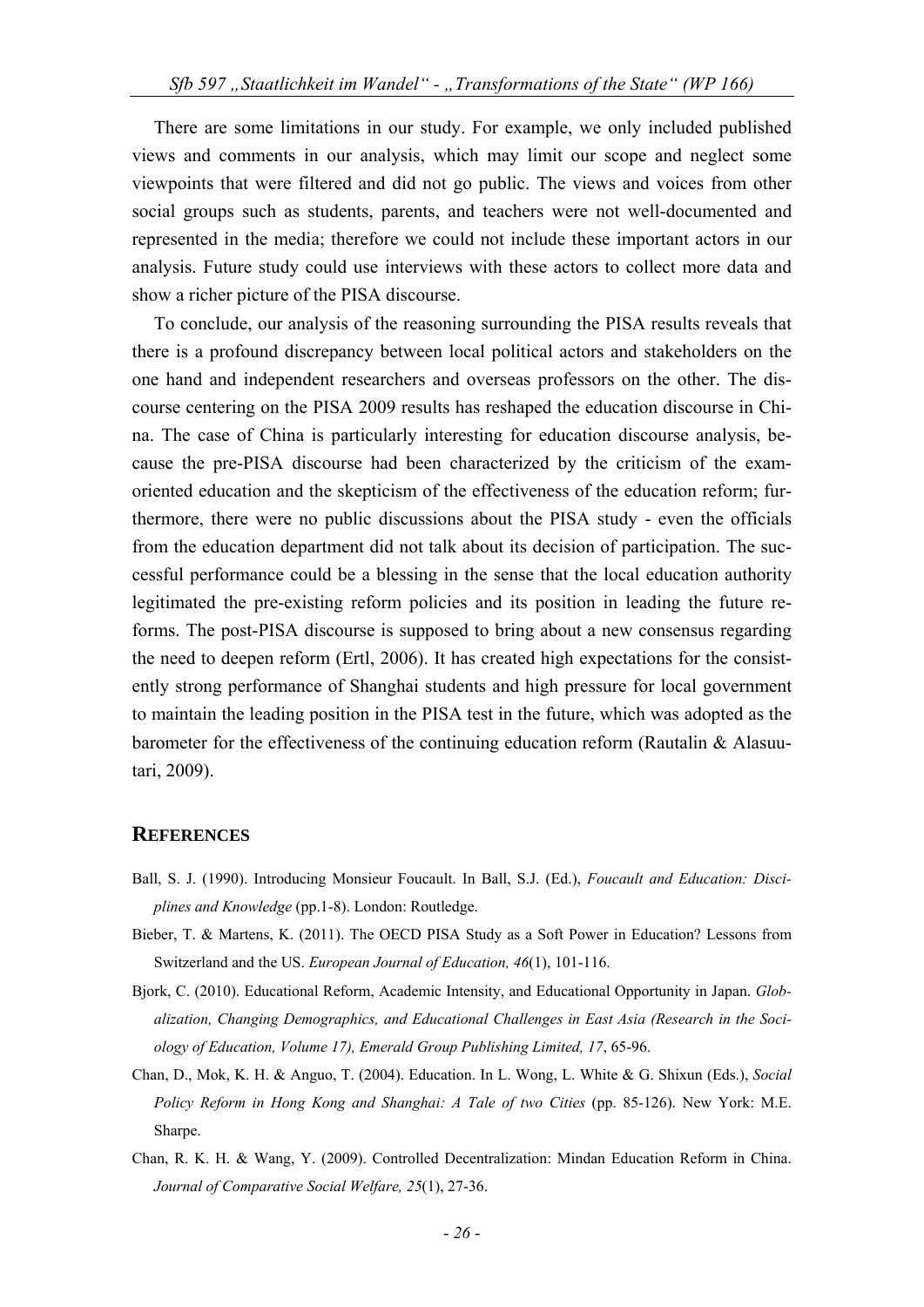There are some limitations in our study. For example, we only included published views and comments in our analysis, which may limit our scope and neglect some viewpoints that were filtered and did not go public. The views and voices from other social groups such as students, parents, and teachers were not well-documented and represented in the media; therefore we could not include these important actors in our analysis. Future study could use interviews with these actors to collect more data and show a richer picture of the PISA discourse.

To conclude, our analysis of the reasoning surrounding the PISA results reveals that there is a profound discrepancy between local political actors and stakeholders on the one hand and independent researchers and overseas professors on the other. The discourse centering on the PISA 2009 results has reshaped the education discourse in China. The case of China is particularly interesting for education discourse analysis, because the pre-PISA discourse had been characterized by the criticism of the exam-oriented education and the skepticism of the effectiveness of the education reform; furthermore, there were no public discussions about the PISA study - even the officials from the education department did not talk about its decision of participation. The successful performance could be a blessing in the sense that the local education authority legitimated the pre-existing reform policies and its position in leading the future reforms. The post-PISA discourse is supposed to bring about a new consensus regarding the need to deepen reform (Ertl, 2006). It has created high expectations for the consistently strong performance of Shanghai students and high pressure for local government to maintain the leading position in the PISA test in the future, which was adopted as the barometer for the effectiveness of the continuing education reform (Rautalin & Alasuutari, 2009).

## REFERENCES

Ball, S. J. (1990). Introducing Monsieur Foucault. In Ball, S.J. (Ed.), *Foucault and Education: Disciplines and Knowledge* (pp.1-8). London: Routledge.

Bieber, T. & Martens, K. (2011). The OECD PISA Study as a Soft Power in Education? Lessons from Switzerland and the US. *European Journal of Education, 46*(1), 101-116.

Bjork, C. (2010). Educational Reform, Academic Intensity, and Educational Opportunity in Japan. *Globalization, Changing Demographics, and Educational Challenges in East Asia (Research in the Sociology of Education, Volume 17), Emerald Group Publishing Limited, 17*, 65-96.

Chan, D., Mok, K. H. & Anguo, T. (2004). Education. In L. Wong, L. White & G. Shixun (Eds.), *Social Policy Reform in Hong Kong and Shanghai: A Tale of two Cities* (pp. 85-126). New York: M.E. Sharpe.

Chan, R. K. H. & Wang, Y. (2009). Controlled Decentralization: Mindan Education Reform in China. *Journal of Comparative Social Welfare, 25*(1), 27-36.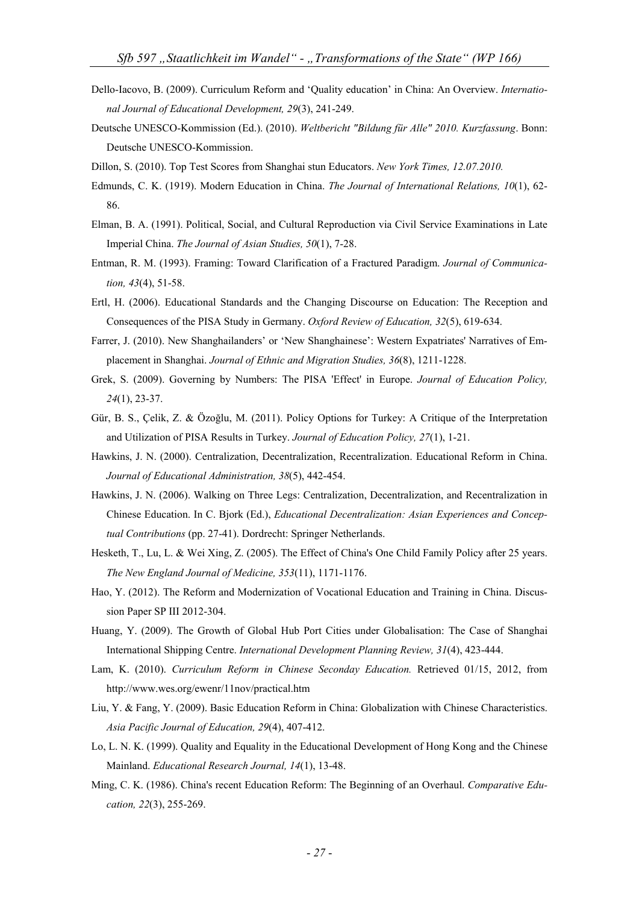Dello-Iacovo, B. (2009). Curriculum Reform and 'Quality education' in China: An Overview. *International Journal of Educational Development, 29*(3), 241-249.

Deutsche UNESCO-Kommission (Ed.). (2010). *Weltbericht "Bildung für Alle" 2010. Kurzfassung*. Bonn: Deutsche UNESCO-Kommission.

Dillon, S. (2010). Top Test Scores from Shanghai stun Educators. *New York Times, 12.07.2010.*

Edmunds, C. K. (1919). Modern Education in China. *The Journal of International Relations, 10*(1), 62-86.

Elman, B. A. (1991). Political, Social, and Cultural Reproduction via Civil Service Examinations in Late Imperial China. *The Journal of Asian Studies, 50*(1), 7-28.

Entman, R. M. (1993). Framing: Toward Clarification of a Fractured Paradigm. *Journal of Communication, 43*(4), 51-58.

Ertl, H. (2006). Educational Standards and the Changing Discourse on Education: The Reception and Consequences of the PISA Study in Germany. *Oxford Review of Education, 32*(5), 619-634.

Farrer, J. (2010). New Shanghailanders' or 'New Shanghainese': Western Expatriates' Narratives of Emplacement in Shanghai. *Journal of Ethnic and Migration Studies, 36*(8), 1211-1228.

Grek, S. (2009). Governing by Numbers: The PISA 'Effect' in Europe. *Journal of Education Policy, 24*(1), 23-37.

Gür, B. S., Çelik, Z. & Özoğlu, M. (2011). Policy Options for Turkey: A Critique of the Interpretation and Utilization of PISA Results in Turkey. *Journal of Education Policy, 27*(1), 1-21.

Hawkins, J. N. (2000). Centralization, Decentralization, Recentralization. Educational Reform in China. *Journal of Educational Administration, 38*(5), 442-454.

Hawkins, J. N. (2006). Walking on Three Legs: Centralization, Decentralization, and Recentralization in Chinese Education. In C. Bjork (Ed.), *Educational Decentralization: Asian Experiences and Conceptual Contributions* (pp. 27-41). Dordrecht: Springer Netherlands.

Hesketh, T., Lu, L. & Wei Xing, Z. (2005). The Effect of China's One Child Family Policy after 25 years. *The New England Journal of Medicine, 353*(11), 1171-1176.

Hao, Y. (2012). The Reform and Modernization of Vocational Education and Training in China. Discussion Paper SP III 2012-304.

Huang, Y. (2009). The Growth of Global Hub Port Cities under Globalisation: The Case of Shanghai International Shipping Centre. *International Development Planning Review, 31*(4), 423-444.

Lam, K. (2010). *Curriculum Reform in Chinese Seconday Education.* Retrieved 01/15, 2012, from http://www.wes.org/ewenr/11nov/practical.htm

Liu, Y. & Fang, Y. (2009). Basic Education Reform in China: Globalization with Chinese Characteristics. *Asia Pacific Journal of Education, 29*(4), 407-412.

Lo, L. N. K. (1999). Quality and Equality in the Educational Development of Hong Kong and the Chinese Mainland. *Educational Research Journal, 14*(1), 13-48.

Ming, C. K. (1986). China's recent Education Reform: The Beginning of an Overhaul. *Comparative Education, 22*(3), 255-269.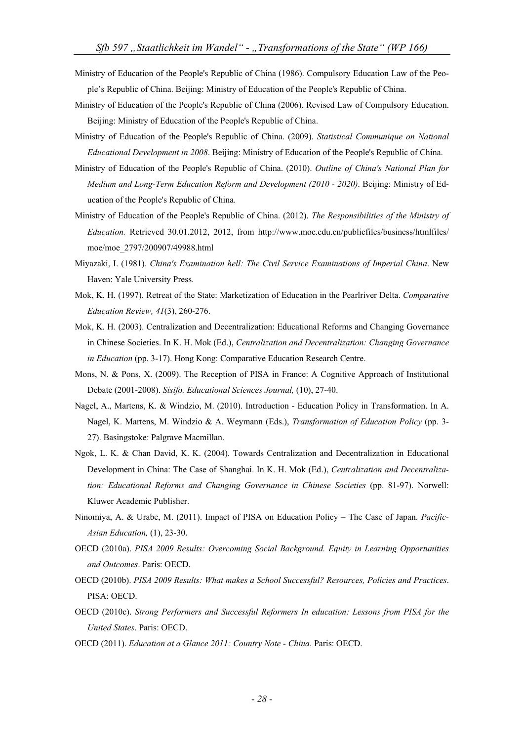Ministry of Education of the People's Republic of China (1986). Compulsory Education Law of the People's Republic of China. Beijing: Ministry of Education of the People's Republic of China.

Ministry of Education of the People's Republic of China (2006). Revised Law of Compulsory Education. Beijing: Ministry of Education of the People's Republic of China.

Ministry of Education of the People's Republic of China. (2009). *Statistical Communique on National Educational Development in 2008*. Beijing: Ministry of Education of the People's Republic of China.

Ministry of Education of the People's Republic of China. (2010). *Outline of China's National Plan for Medium and Long-Term Education Reform and Development (2010 - 2020)*. Beijing: Ministry of Education of the People's Republic of China.

Ministry of Education of the People's Republic of China. (2012). *The Responsibilities of the Ministry of Education.* Retrieved 30.01.2012, 2012, from http://www.moe.edu.cn/publicfiles/business/htmlfiles/moe/moe_2797/200907/49988.html

Miyazaki, I. (1981). *China's Examination hell: The Civil Service Examinations of Imperial China*. New Haven: Yale University Press.

Mok, K. H. (1997). Retreat of the State: Marketization of Education in the Pearlriver Delta. *Comparative Education Review, 41*(3), 260-276.

Mok, K. H. (2003). Centralization and Decentralization: Educational Reforms and Changing Governance in Chinese Societies. In K. H. Mok (Ed.), *Centralization and Decentralization: Changing Governance in Education* (pp. 3-17). Hong Kong: Comparative Education Research Centre.

Mons, N. & Pons, X. (2009). The Reception of PISA in France: A Cognitive Approach of Institutional Debate (2001-2008). *Sísifo. Educational Sciences Journal,* (10), 27-40.

Nagel, A., Martens, K. & Windzio, M. (2010). Introduction - Education Policy in Transformation. In A. Nagel, K. Martens, M. Windzio & A. Weymann (Eds.), *Transformation of Education Policy* (pp. 3-27). Basingstoke: Palgrave Macmillan.

Ngok, L. K. & Chan David, K. K. (2004). Towards Centralization and Decentralization in Educational Development in China: The Case of Shanghai. In K. H. Mok (Ed.), *Centralization and Decentralization: Educational Reforms and Changing Governance in Chinese Societies* (pp. 81-97). Norwell: Kluwer Academic Publisher.

Ninomiya, A. & Urabe, M. (2011). Impact of PISA on Education Policy – The Case of Japan. *Pacific-Asian Education,* (1), 23-30.

OECD (2010a). *PISA 2009 Results: Overcoming Social Background. Equity in Learning Opportunities and Outcomes*. Paris: OECD.

OECD (2010b). *PISA 2009 Results: What makes a School Successful? Resources, Policies and Practices*. PISA: OECD.

OECD (2010c). *Strong Performers and Successful Reformers In education: Lessons from PISA for the United States*. Paris: OECD.

OECD (2011). *Education at a Glance 2011: Country Note - China*. Paris: OECD.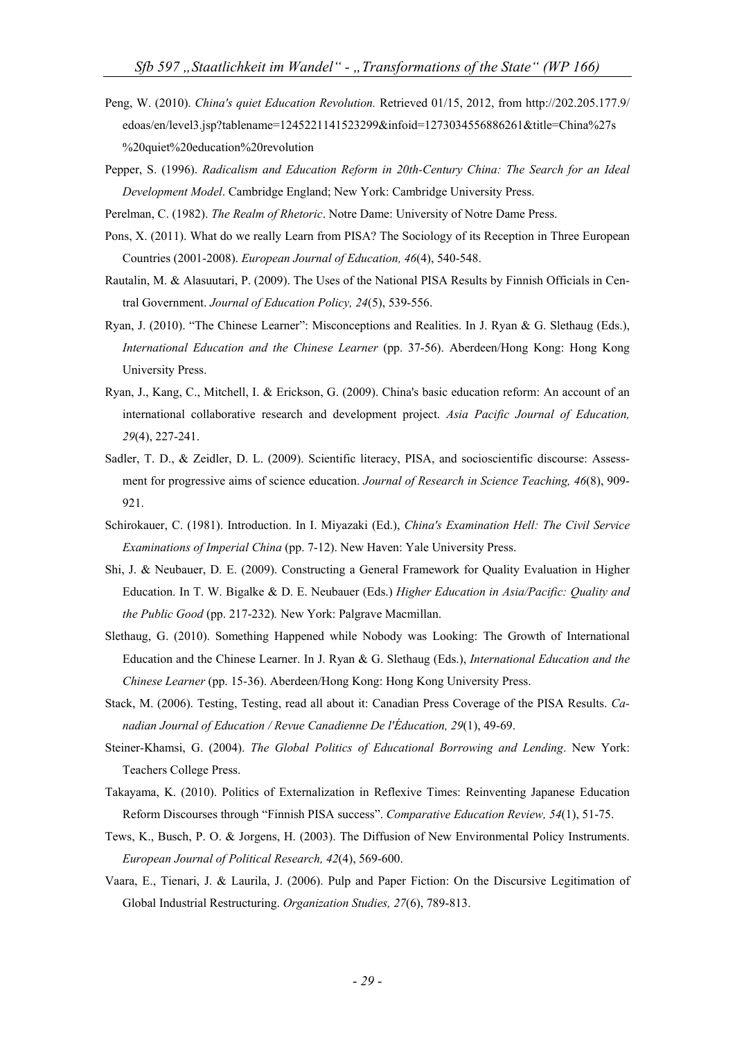Peng, W. (2010). *China's quiet Education Revolution.* Retrieved 01/15, 2012, from http://202.205.177.9/edoas/en/level3.jsp?tablename=1245221141523299&infoid=1273034556886261&title=China%27s%20quiet%20education%20revolution

Pepper, S. (1996). *Radicalism and Education Reform in 20th-Century China: The Search for an Ideal Development Model*. Cambridge England; New York: Cambridge University Press.

Perelman, C. (1982). *The Realm of Rhetoric*. Notre Dame: University of Notre Dame Press.

Pons, X. (2011). What do we really Learn from PISA? The Sociology of its Reception in Three European Countries (2001-2008). *European Journal of Education, 46*(4), 540-548.

Rautalin, M. & Alasuutari, P. (2009). The Uses of the National PISA Results by Finnish Officials in Central Government. *Journal of Education Policy, 24*(5), 539-556.

Ryan, J. (2010). "The Chinese Learner": Misconceptions and Realities. In J. Ryan & G. Slethaug (Eds.), *International Education and the Chinese Learner* (pp. 37-56). Aberdeen/Hong Kong: Hong Kong University Press.

Ryan, J., Kang, C., Mitchell, I. & Erickson, G. (2009). China's basic education reform: An account of an international collaborative research and development project. *Asia Pacific Journal of Education, 29*(4), 227-241.

Sadler, T. D., & Zeidler, D. L. (2009). Scientific literacy, PISA, and socioscientific discourse: Assessment for progressive aims of science education. *Journal of Research in Science Teaching, 46*(8), 909-921.

Schirokauer, C. (1981). Introduction. In I. Miyazaki (Ed.), *China's Examination Hell: The Civil Service Examinations of Imperial China* (pp. 7-12). New Haven: Yale University Press.

Shi, J. & Neubauer, D. E. (2009). Constructing a General Framework for Quality Evaluation in Higher Education. In T. W. Bigalke & D. E. Neubauer (Eds.) *Higher Education in Asia/Pacific: Quality and the Public Good* (pp. 217-232)*.* New York: Palgrave Macmillan.

Slethaug, G. (2010). Something Happened while Nobody was Looking: The Growth of International Education and the Chinese Learner. In J. Ryan & G. Slethaug (Eds.), *International Education and the Chinese Learner* (pp. 15-36). Aberdeen/Hong Kong: Hong Kong University Press.

Stack, M. (2006). Testing, Testing, read all about it: Canadian Press Coverage of the PISA Results. *Canadian Journal of Education / Revue Canadienne De l'Éducation, 29*(1), 49-69.

Steiner-Khamsi, G. (2004). *The Global Politics of Educational Borrowing and Lending*. New York: Teachers College Press.

Takayama, K. (2010). Politics of Externalization in Reflexive Times: Reinventing Japanese Education Reform Discourses through "Finnish PISA success". *Comparative Education Review, 54*(1), 51-75.

Tews, K., Busch, P. O. & Jorgens, H. (2003). The Diffusion of New Environmental Policy Instruments. *European Journal of Political Research, 42*(4), 569-600.

Vaara, E., Tienari, J. & Laurila, J. (2006). Pulp and Paper Fiction: On the Discursive Legitimation of Global Industrial Restructuring. *Organization Studies, 27*(6), 789-813.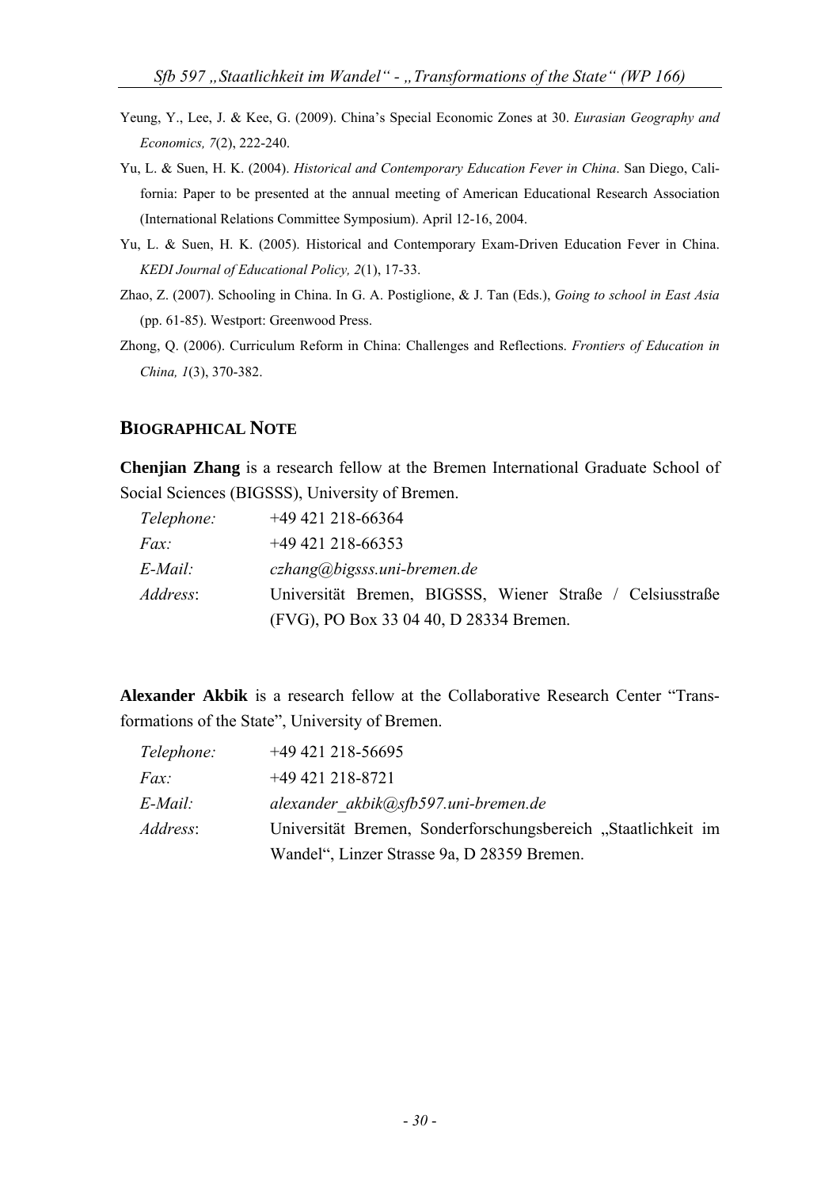Yeung, Y., Lee, J. & Kee, G. (2009). China's Special Economic Zones at 30. *Eurasian Geography and Economics, 7*(2), 222-240.

Yu, L. & Suen, H. K. (2004). *Historical and Contemporary Education Fever in China*. San Diego, California: Paper to be presented at the annual meeting of American Educational Research Association (International Relations Committee Symposium). April 12-16, 2004.

Yu, L. & Suen, H. K. (2005). Historical and Contemporary Exam-Driven Education Fever in China. *KEDI Journal of Educational Policy, 2*(1), 17-33.

Zhao, Z. (2007). Schooling in China. In G. A. Postiglione, & J. Tan (Eds.), *Going to school in East Asia* (pp. 61-85). Westport: Greenwood Press.

Zhong, Q. (2006). Curriculum Reform in China: Challenges and Reflections. *Frontiers of Education in China, 1*(3), 370-382.

## BIOGRAPHICAL NOTE

**Chenjian Zhang** is a research fellow at the Bremen International Graduate School of Social Sciences (BIGSSS), University of Bremen.

| | |
|---|---|
| *Telephone:* | +49 421 218-66364 |
| *Fax:* | +49 421 218-66353 |
| *E-Mail:* | *czhang@bigsss.uni-bremen.de* |
| *Address*: | Universität Bremen, BIGSSS, Wiener Straße / Celsiusstraße (FVG), PO Box 33 04 40, D 28334 Bremen. |

**Alexander Akbik** is a research fellow at the Collaborative Research Center "Transformations of the State", University of Bremen.

| | |
|---|---|
| *Telephone:* | +49 421 218-56695 |
| *Fax:* | +49 421 218-8721 |
| *E-Mail:* | *alexander_akbik@sfb597.uni-bremen.de* |
| *Address*: | Universität Bremen, Sonderforschungsbereich „Staatlichkeit im Wandel", Linzer Strasse 9a, D 28359 Bremen. |